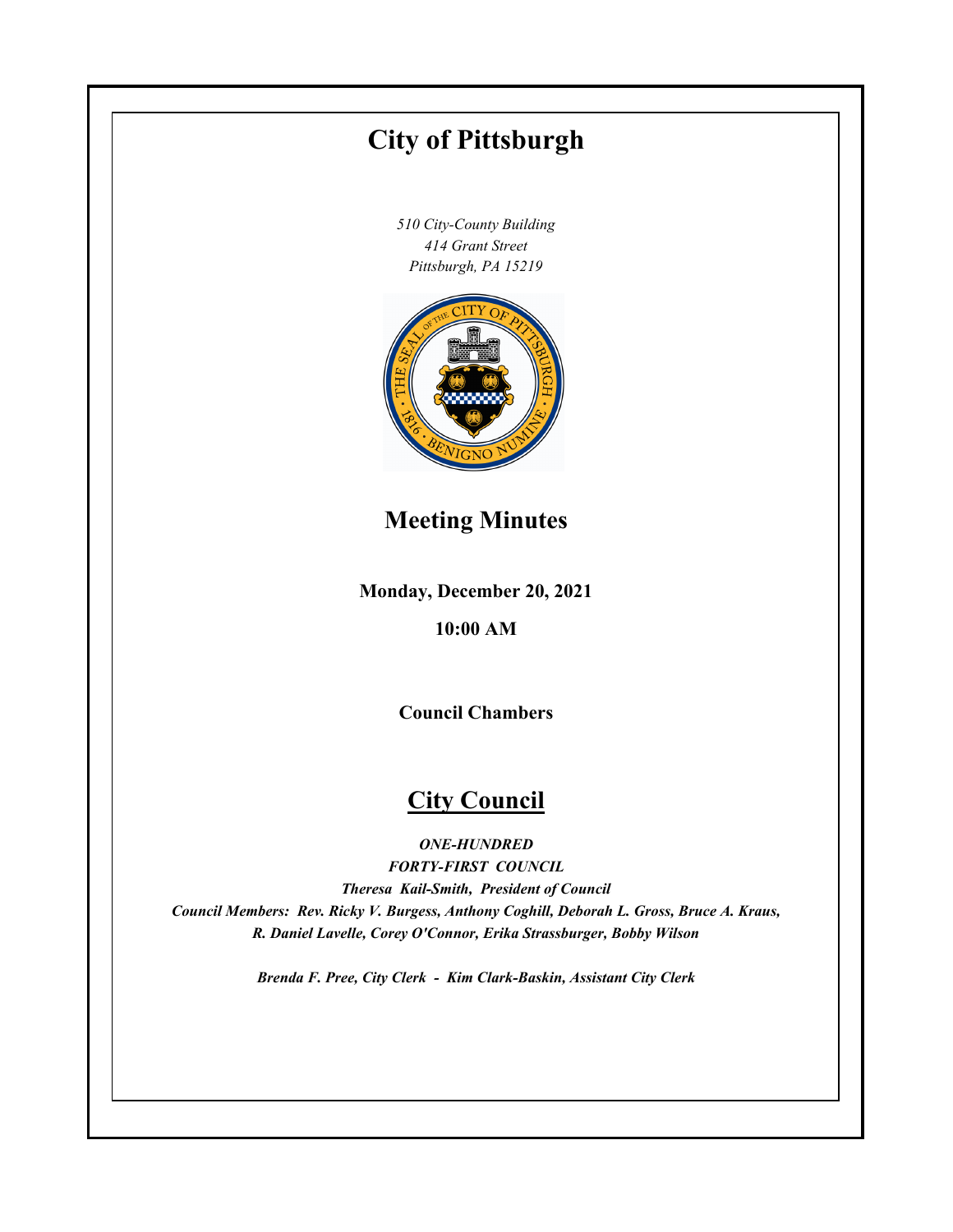# City of Pittsburgh

*510 City-County Building*
*414 Grant Street*
*Pittsburgh, PA 15219*

## Meeting Minutes

**Monday, December 20, 2021**

**10:00 AM**

**Council Chambers**

## City Council

***ONE-HUNDRED***
***FORTY-FIRST COUNCIL***
***Theresa Kail-Smith, President of Council***
***Council Members: Rev. Ricky V. Burgess, Anthony Coghill, Deborah L. Gross, Bruce A. Kraus, R. Daniel Lavelle, Corey O'Connor, Erika Strassburger, Bobby Wilson***

***Brenda F. Pree, City Clerk - Kim Clark-Baskin, Assistant City Clerk***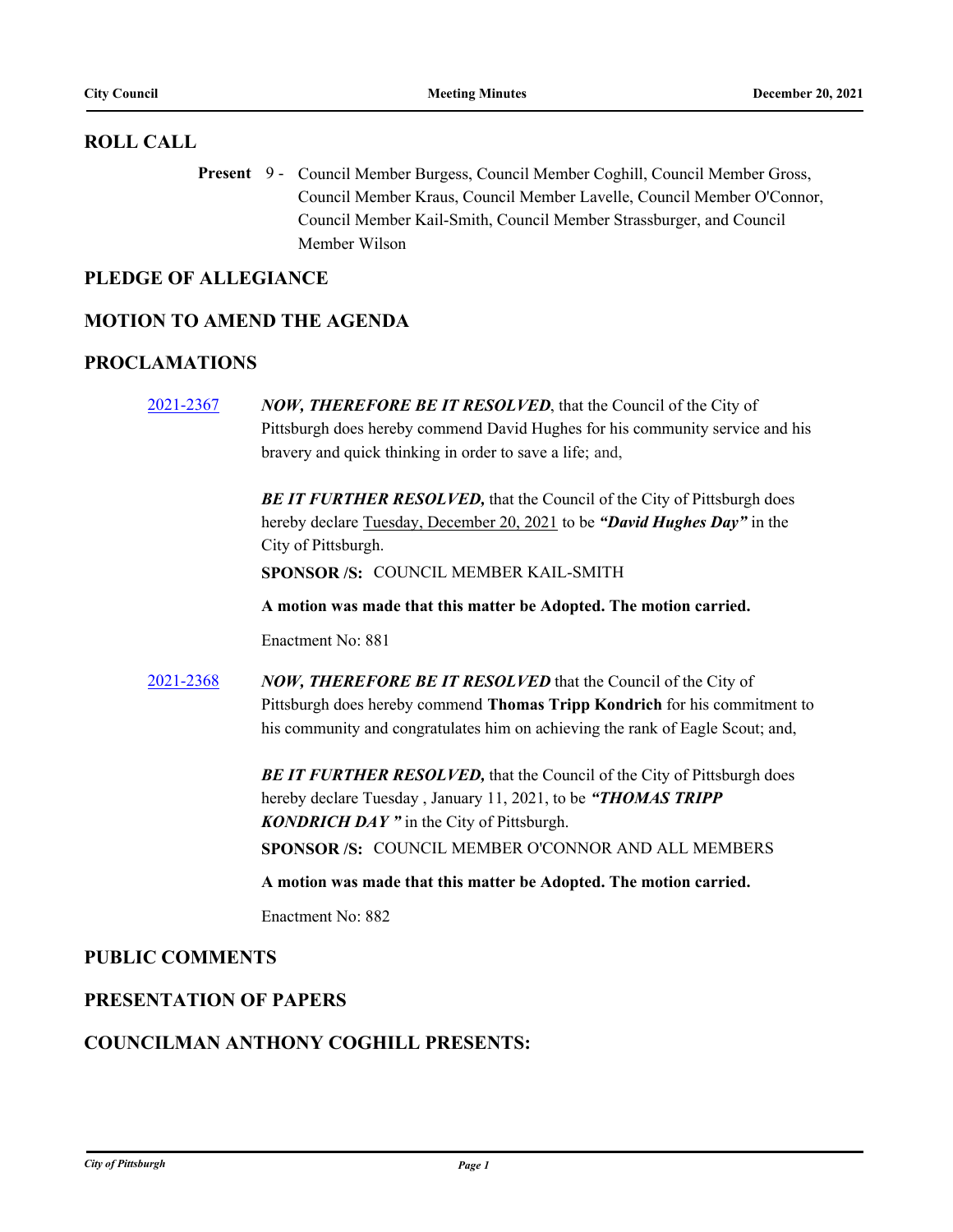## ROLL CALL

**Present** 9 - Council Member Burgess, Council Member Coghill, Council Member Gross, Council Member Kraus, Council Member Lavelle, Council Member O'Connor, Council Member Kail-Smith, Council Member Strassburger, and Council Member Wilson

## PLEDGE OF ALLEGIANCE

## MOTION TO AMEND THE AGENDA

## PROCLAMATIONS

[2021-2367](2021-2367) ***NOW, THEREFORE BE IT RESOLVED***, that the Council of the City of Pittsburgh does hereby commend David Hughes for his community service and his bravery and quick thinking in order to save a life; and,

***BE IT FURTHER RESOLVED,*** that the Council of the City of Pittsburgh does hereby declare Tuesday, December 20, 2021 to be ***"David Hughes Day"*** in the City of Pittsburgh.

**SPONSOR /S:** COUNCIL MEMBER KAIL-SMITH

**A motion was made that this matter be Adopted. The motion carried.**

Enactment No: 881

[2021-2368](2021-2368) ***NOW, THEREFORE BE IT RESOLVED*** that the Council of the City of Pittsburgh does hereby commend **Thomas Tripp Kondrich** for his commitment to his community and congratulates him on achieving the rank of Eagle Scout; and,

***BE IT FURTHER RESOLVED,*** that the Council of the City of Pittsburgh does hereby declare Tuesday , January 11, 2021, to be ***"THOMAS TRIPP KONDRICH DAY "*** in the City of Pittsburgh.

**SPONSOR /S:** COUNCIL MEMBER O'CONNOR AND ALL MEMBERS

**A motion was made that this matter be Adopted. The motion carried.**

Enactment No: 882

## PUBLIC COMMENTS

## PRESENTATION OF PAPERS

## COUNCILMAN ANTHONY COGHILL PRESENTS: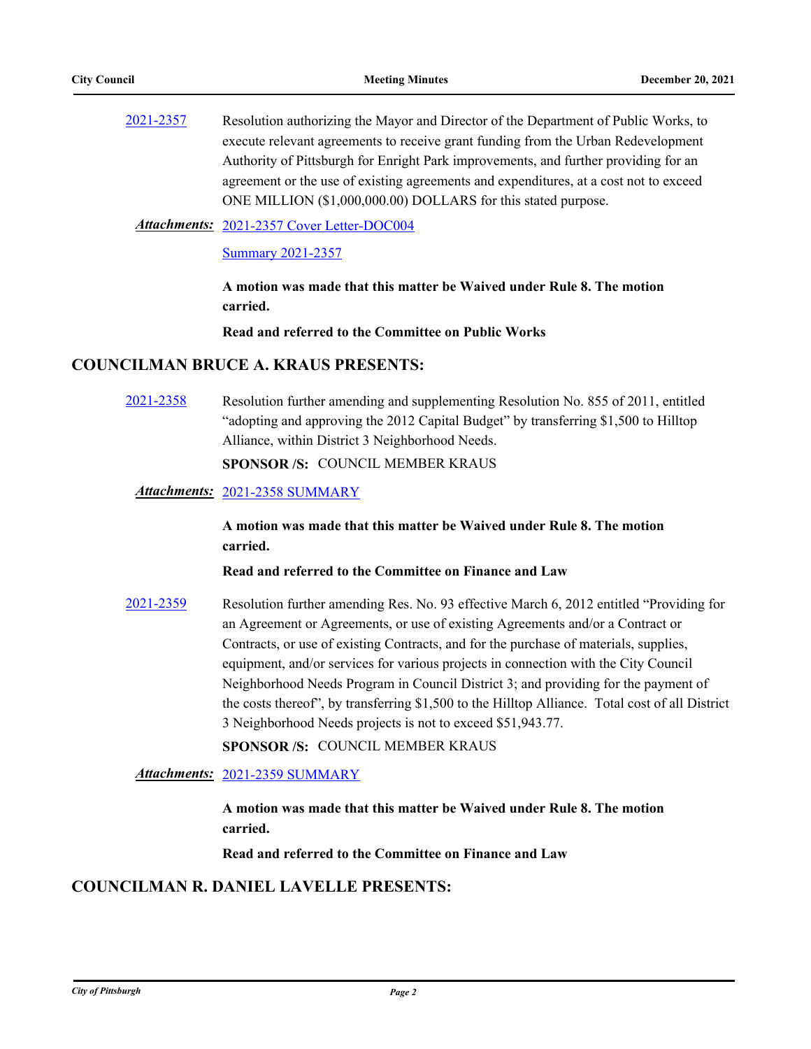2021-2357 Resolution authorizing the Mayor and Director of the Department of Public Works, to execute relevant agreements to receive grant funding from the Urban Redevelopment Authority of Pittsburgh for Enright Park improvements, and further providing for an agreement or the use of existing agreements and expenditures, at a cost not to exceed ONE MILLION ($1,000,000.00) DOLLARS for this stated purpose.

***Attachments:*** 2021-2357 Cover Letter-DOC004

Summary 2021-2357

**A motion was made that this matter be Waived under Rule 8. The motion carried.**

**Read and referred to the Committee on Public Works**

## COUNCILMAN BRUCE A. KRAUS PRESENTS:

2021-2358 Resolution further amending and supplementing Resolution No. 855 of 2011, entitled "adopting and approving the 2012 Capital Budget" by transferring $1,500 to Hilltop Alliance, within District 3 Neighborhood Needs.

**SPONSOR /S:** COUNCIL MEMBER KRAUS

***Attachments:*** 2021-2358 SUMMARY

**A motion was made that this matter be Waived under Rule 8. The motion carried.**

**Read and referred to the Committee on Finance and Law**

2021-2359 Resolution further amending Res. No. 93 effective March 6, 2012 entitled "Providing for an Agreement or Agreements, or use of existing Agreements and/or a Contract or Contracts, or use of existing Contracts, and for the purchase of materials, supplies, equipment, and/or services for various projects in connection with the City Council Neighborhood Needs Program in Council District 3; and providing for the payment of the costs thereof", by transferring $1,500 to the Hilltop Alliance. Total cost of all District 3 Neighborhood Needs projects is not to exceed $51,943.77.

**SPONSOR /S:** COUNCIL MEMBER KRAUS

***Attachments:*** 2021-2359 SUMMARY

**A motion was made that this matter be Waived under Rule 8. The motion carried.**

**Read and referred to the Committee on Finance and Law**

## COUNCILMAN R. DANIEL LAVELLE PRESENTS: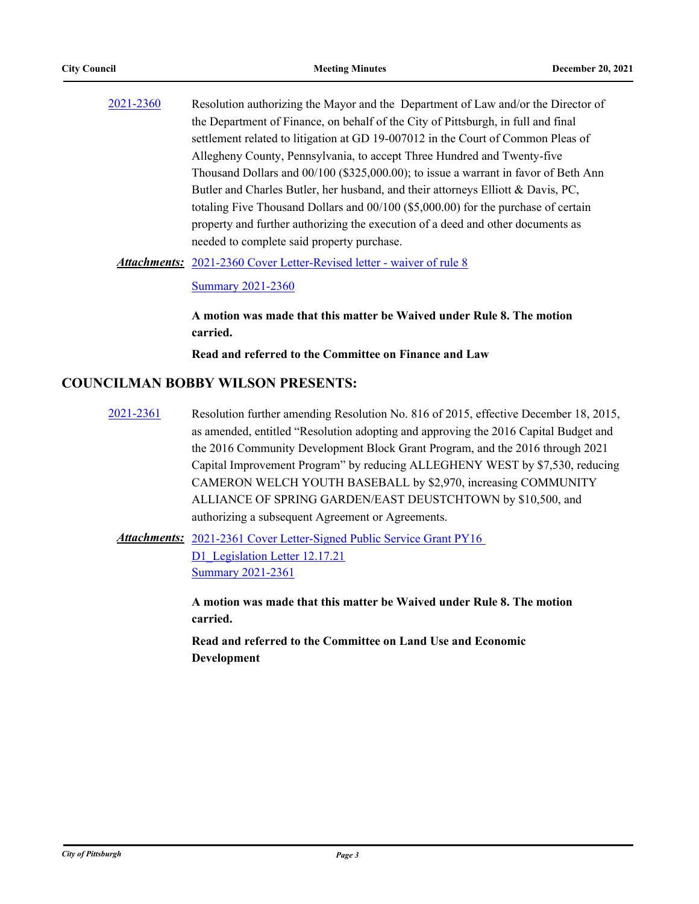2021-2360 Resolution authorizing the Mayor and the Department of Law and/or the Director of the Department of Finance, on behalf of the City of Pittsburgh, in full and final settlement related to litigation at GD 19-007012 in the Court of Common Pleas of Allegheny County, Pennsylvania, to accept Three Hundred and Twenty-five Thousand Dollars and 00/100 ($325,000.00); to issue a warrant in favor of Beth Ann Butler and Charles Butler, her husband, and their attorneys Elliott & Davis, PC, totaling Five Thousand Dollars and 00/100 ($5,000.00) for the purchase of certain property and further authorizing the execution of a deed and other documents as needed to complete said property purchase.

***Attachments:*** 2021-2360 Cover Letter-Revised letter - waiver of rule 8

Summary 2021-2360

**A motion was made that this matter be Waived under Rule 8. The motion carried.**

**Read and referred to the Committee on Finance and Law**

## COUNCILMAN BOBBY WILSON PRESENTS:

2021-2361 Resolution further amending Resolution No. 816 of 2015, effective December 18, 2015, as amended, entitled "Resolution adopting and approving the 2016 Capital Budget and the 2016 Community Development Block Grant Program, and the 2016 through 2021 Capital Improvement Program" by reducing ALLEGHENY WEST by $7,530, reducing CAMERON WELCH YOUTH BASEBALL by $2,970, increasing COMMUNITY ALLIANCE OF SPRING GARDEN/EAST DEUSTCHTOWN by $10,500, and authorizing a subsequent Agreement or Agreements.

***Attachments:*** 2021-2361 Cover Letter-Signed Public Service Grant PY16 D1_Legislation Letter 12.17.21

Summary 2021-2361

**A motion was made that this matter be Waived under Rule 8. The motion carried.**

**Read and referred to the Committee on Land Use and Economic Development**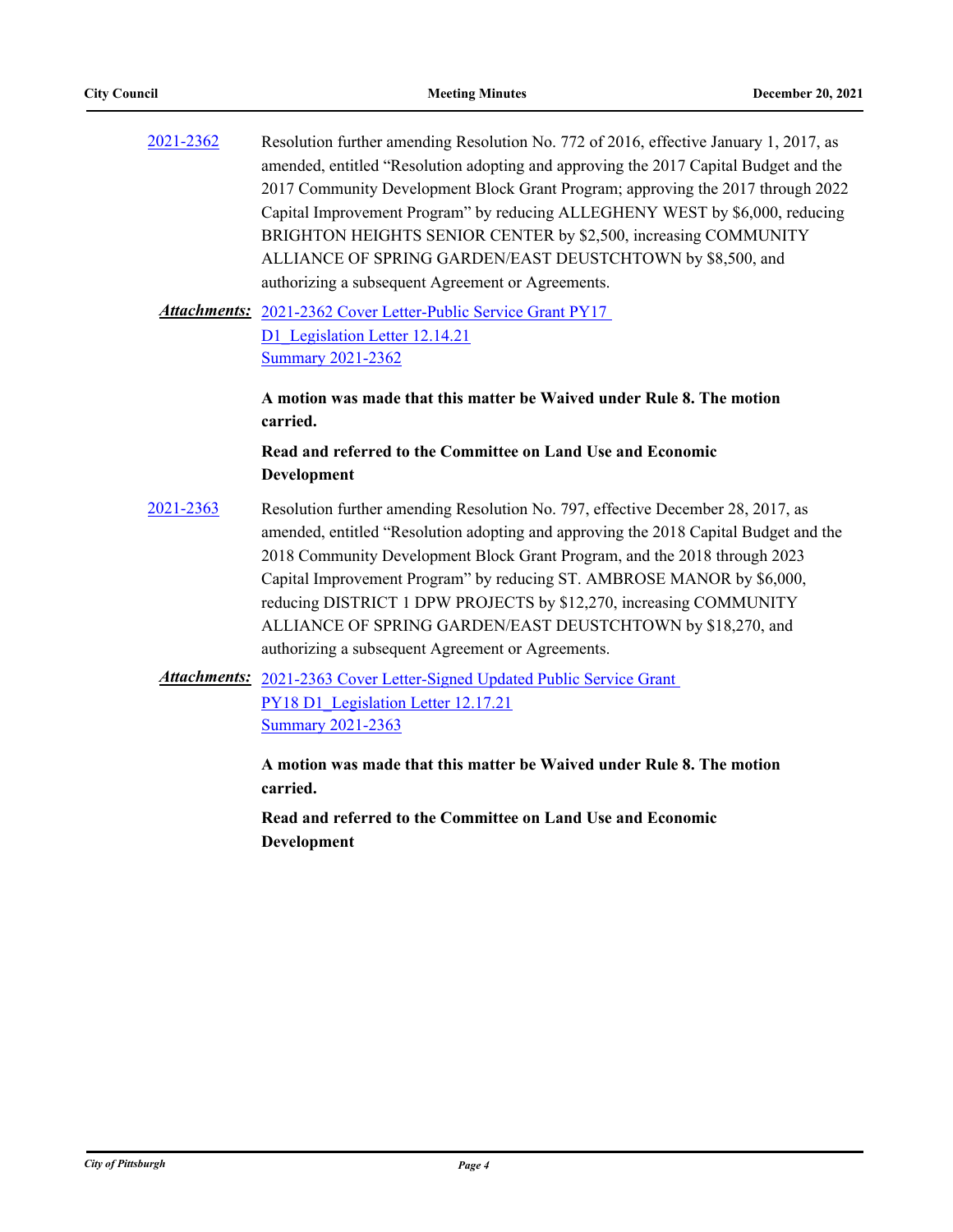2021-2362 Resolution further amending Resolution No. 772 of 2016, effective January 1, 2017, as amended, entitled "Resolution adopting and approving the 2017 Capital Budget and the 2017 Community Development Block Grant Program; approving the 2017 through 2022 Capital Improvement Program" by reducing ALLEGHENY WEST by $6,000, reducing BRIGHTON HEIGHTS SENIOR CENTER by $2,500, increasing COMMUNITY ALLIANCE OF SPRING GARDEN/EAST DEUSTCHTOWN by $8,500, and authorizing a subsequent Agreement or Agreements.

***Attachments:*** 2021-2362 Cover Letter-Public Service Grant PY17 D1_Legislation Letter 12.14.21
Summary 2021-2362

**A motion was made that this matter be Waived under Rule 8. The motion carried.**

**Read and referred to the Committee on Land Use and Economic Development**

2021-2363 Resolution further amending Resolution No. 797, effective December 28, 2017, as amended, entitled "Resolution adopting and approving the 2018 Capital Budget and the 2018 Community Development Block Grant Program, and the 2018 through 2023 Capital Improvement Program" by reducing ST. AMBROSE MANOR by $6,000, reducing DISTRICT 1 DPW PROJECTS by $12,270, increasing COMMUNITY ALLIANCE OF SPRING GARDEN/EAST DEUSTCHTOWN by $18,270, and authorizing a subsequent Agreement or Agreements.

***Attachments:*** 2021-2363 Cover Letter-Signed Updated Public Service Grant PY18 D1_Legislation Letter 12.17.21
Summary 2021-2363

**A motion was made that this matter be Waived under Rule 8. The motion carried.**

**Read and referred to the Committee on Land Use and Economic Development**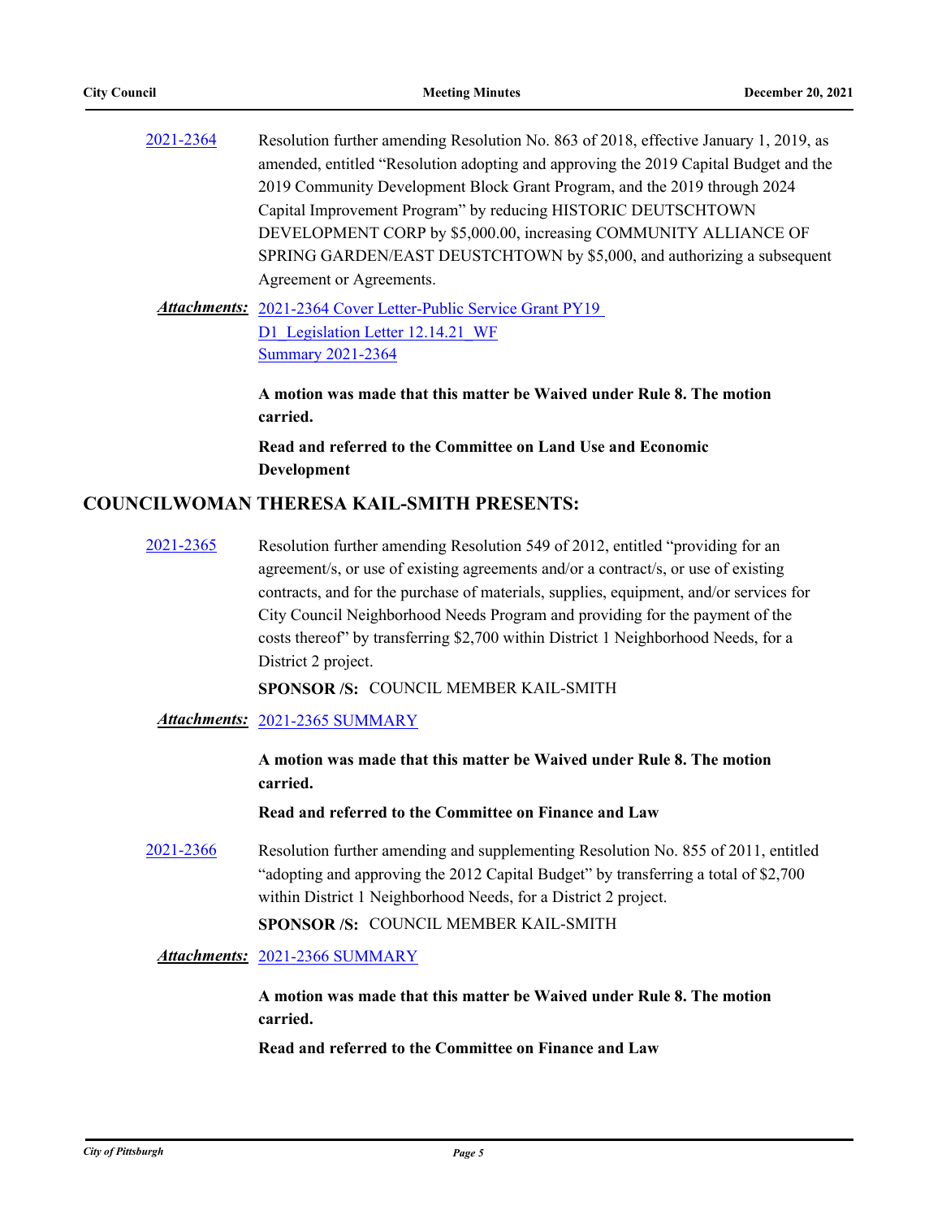2021-2364 Resolution further amending Resolution No. 863 of 2018, effective January 1, 2019, as amended, entitled "Resolution adopting and approving the 2019 Capital Budget and the 2019 Community Development Block Grant Program, and the 2019 through 2024 Capital Improvement Program" by reducing HISTORIC DEUTSCHTOWN DEVELOPMENT CORP by $5,000.00, increasing COMMUNITY ALLIANCE OF SPRING GARDEN/EAST DEUSTCHTOWN by $5,000, and authorizing a subsequent Agreement or Agreements.

***Attachments:*** 2021-2364 Cover Letter-Public Service Grant PY19
D1_Legislation Letter 12.14.21_WF
Summary 2021-2364

**A motion was made that this matter be Waived under Rule 8. The motion carried.**

**Read and referred to the Committee on Land Use and Economic Development**

## COUNCILWOMAN THERESA KAIL-SMITH PRESENTS:

2021-2365 Resolution further amending Resolution 549 of 2012, entitled "providing for an agreement/s, or use of existing agreements and/or a contract/s, or use of existing contracts, and for the purchase of materials, supplies, equipment, and/or services for City Council Neighborhood Needs Program and providing for the payment of the costs thereof" by transferring $2,700 within District 1 Neighborhood Needs, for a District 2 project.

**SPONSOR /S:** COUNCIL MEMBER KAIL-SMITH

***Attachments:*** 2021-2365 SUMMARY

**A motion was made that this matter be Waived under Rule 8. The motion carried.**

**Read and referred to the Committee on Finance and Law**

2021-2366 Resolution further amending and supplementing Resolution No. 855 of 2011, entitled "adopting and approving the 2012 Capital Budget" by transferring a total of $2,700 within District 1 Neighborhood Needs, for a District 2 project.

**SPONSOR /S:** COUNCIL MEMBER KAIL-SMITH

***Attachments:*** 2021-2366 SUMMARY

**A motion was made that this matter be Waived under Rule 8. The motion carried.**

**Read and referred to the Committee on Finance and Law**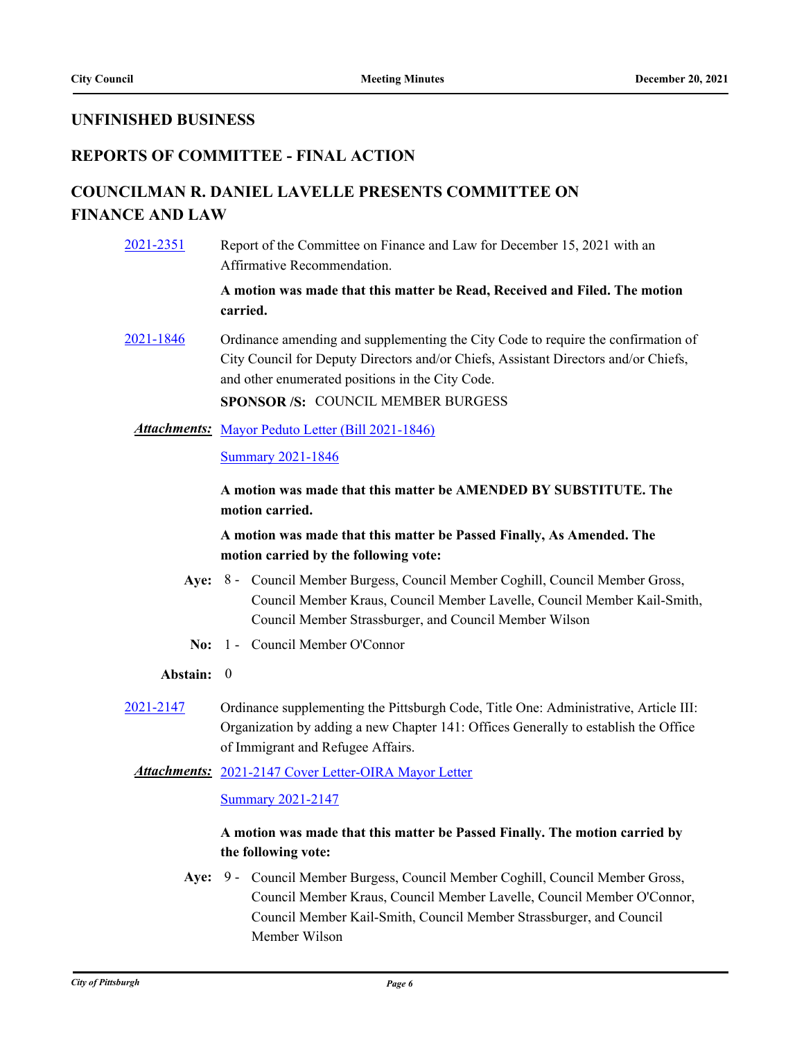## UNFINISHED BUSINESS

## REPORTS OF COMMITTEE - FINAL ACTION

## COUNCILMAN R. DANIEL LAVELLE PRESENTS COMMITTEE ON FINANCE AND LAW

2021-2351 Report of the Committee on Finance and Law for December 15, 2021 with an Affirmative Recommendation.

**A motion was made that this matter be Read, Received and Filed. The motion carried.**

2021-1846 Ordinance amending and supplementing the City Code to require the confirmation of City Council for Deputy Directors and/or Chiefs, Assistant Directors and/or Chiefs, and other enumerated positions in the City Code.

**SPONSOR /S:** COUNCIL MEMBER BURGESS

***Attachments:*** Mayor Peduto Letter (Bill 2021-1846)

Summary 2021-1846

**A motion was made that this matter be AMENDED BY SUBSTITUTE. The motion carried.**

**A motion was made that this matter be Passed Finally, As Amended. The motion carried by the following vote:**

**Aye:** 8 - Council Member Burgess, Council Member Coghill, Council Member Gross, Council Member Kraus, Council Member Lavelle, Council Member Kail-Smith, Council Member Strassburger, and Council Member Wilson

**No:** 1 - Council Member O'Connor

**Abstain:** 0

2021-2147 Ordinance supplementing the Pittsburgh Code, Title One: Administrative, Article III: Organization by adding a new Chapter 141: Offices Generally to establish the Office of Immigrant and Refugee Affairs.

***Attachments:*** 2021-2147 Cover Letter-OIRA Mayor Letter

Summary 2021-2147

**A motion was made that this matter be Passed Finally. The motion carried by the following vote:**

**Aye:** 9 - Council Member Burgess, Council Member Coghill, Council Member Gross, Council Member Kraus, Council Member Lavelle, Council Member O'Connor, Council Member Kail-Smith, Council Member Strassburger, and Council Member Wilson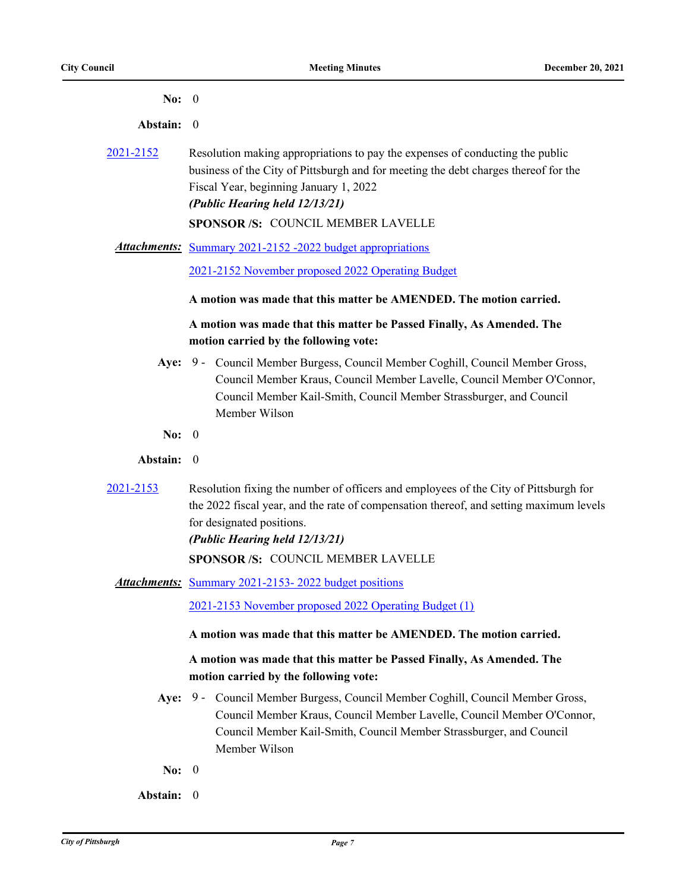**No:** 0

**Abstain:** 0

2021-2152 Resolution making appropriations to pay the expenses of conducting the public business of the City of Pittsburgh and for meeting the debt charges thereof for the Fiscal Year, beginning January 1, 2022
***(Public Hearing held 12/13/21)***

**SPONSOR /S:** COUNCIL MEMBER LAVELLE

***Attachments:*** Summary 2021-2152 -2022 budget appropriations

2021-2152 November proposed 2022 Operating Budget

**A motion was made that this matter be AMENDED. The motion carried.**

**A motion was made that this matter be Passed Finally, As Amended. The motion carried by the following vote:**

**Aye:** 9 - Council Member Burgess, Council Member Coghill, Council Member Gross, Council Member Kraus, Council Member Lavelle, Council Member O'Connor, Council Member Kail-Smith, Council Member Strassburger, and Council Member Wilson

**No:** 0

**Abstain:** 0

2021-2153 Resolution fixing the number of officers and employees of the City of Pittsburgh for the 2022 fiscal year, and the rate of compensation thereof, and setting maximum levels for designated positions.
***(Public Hearing held 12/13/21)***

**SPONSOR /S:** COUNCIL MEMBER LAVELLE

***Attachments:*** Summary 2021-2153- 2022 budget positions

2021-2153 November proposed 2022 Operating Budget (1)

**A motion was made that this matter be AMENDED. The motion carried.**

**A motion was made that this matter be Passed Finally, As Amended. The motion carried by the following vote:**

**Aye:** 9 - Council Member Burgess, Council Member Coghill, Council Member Gross, Council Member Kraus, Council Member Lavelle, Council Member O'Connor, Council Member Kail-Smith, Council Member Strassburger, and Council Member Wilson

**No:** 0

**Abstain:** 0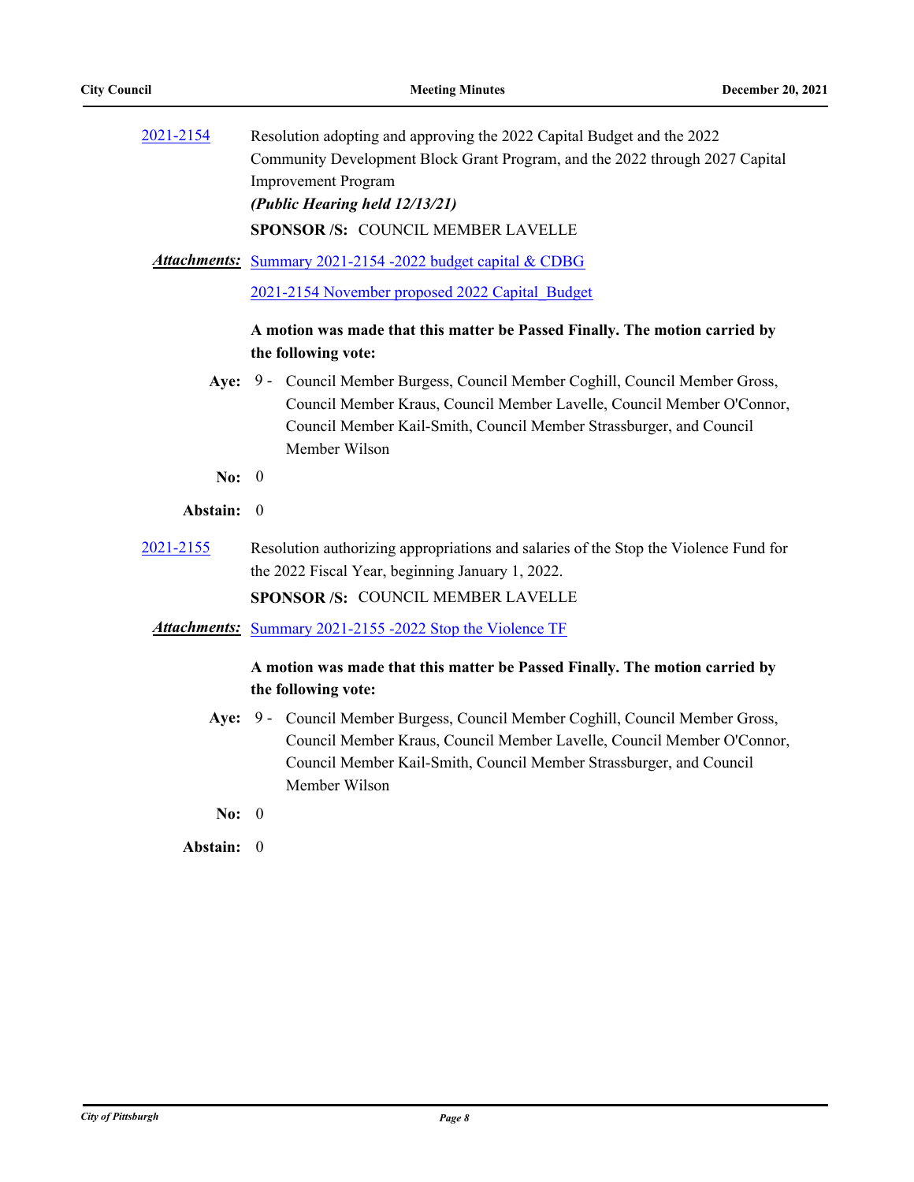[2021-2154](2021-2154) Resolution adopting and approving the 2022 Capital Budget and the 2022 Community Development Block Grant Program, and the 2022 through 2027 Capital Improvement Program
***(Public Hearing held 12/13/21)***

**SPONSOR /S:** COUNCIL MEMBER LAVELLE

***Attachments:*** Summary 2021-2154 -2022 budget capital & CDBG

2021-2154 November proposed 2022 Capital_Budget

**A motion was made that this matter be Passed Finally. The motion carried by the following vote:**

**Aye:** 9 - Council Member Burgess, Council Member Coghill, Council Member Gross, Council Member Kraus, Council Member Lavelle, Council Member O'Connor, Council Member Kail-Smith, Council Member Strassburger, and Council Member Wilson

**No:** 0

**Abstain:** 0

[2021-2155](2021-2155) Resolution authorizing appropriations and salaries of the Stop the Violence Fund for the 2022 Fiscal Year, beginning January 1, 2022.

**SPONSOR /S:** COUNCIL MEMBER LAVELLE

***Attachments:*** Summary 2021-2155 -2022 Stop the Violence TF

**A motion was made that this matter be Passed Finally. The motion carried by the following vote:**

**Aye:** 9 - Council Member Burgess, Council Member Coghill, Council Member Gross, Council Member Kraus, Council Member Lavelle, Council Member O'Connor, Council Member Kail-Smith, Council Member Strassburger, and Council Member Wilson

**No:** 0

**Abstain:** 0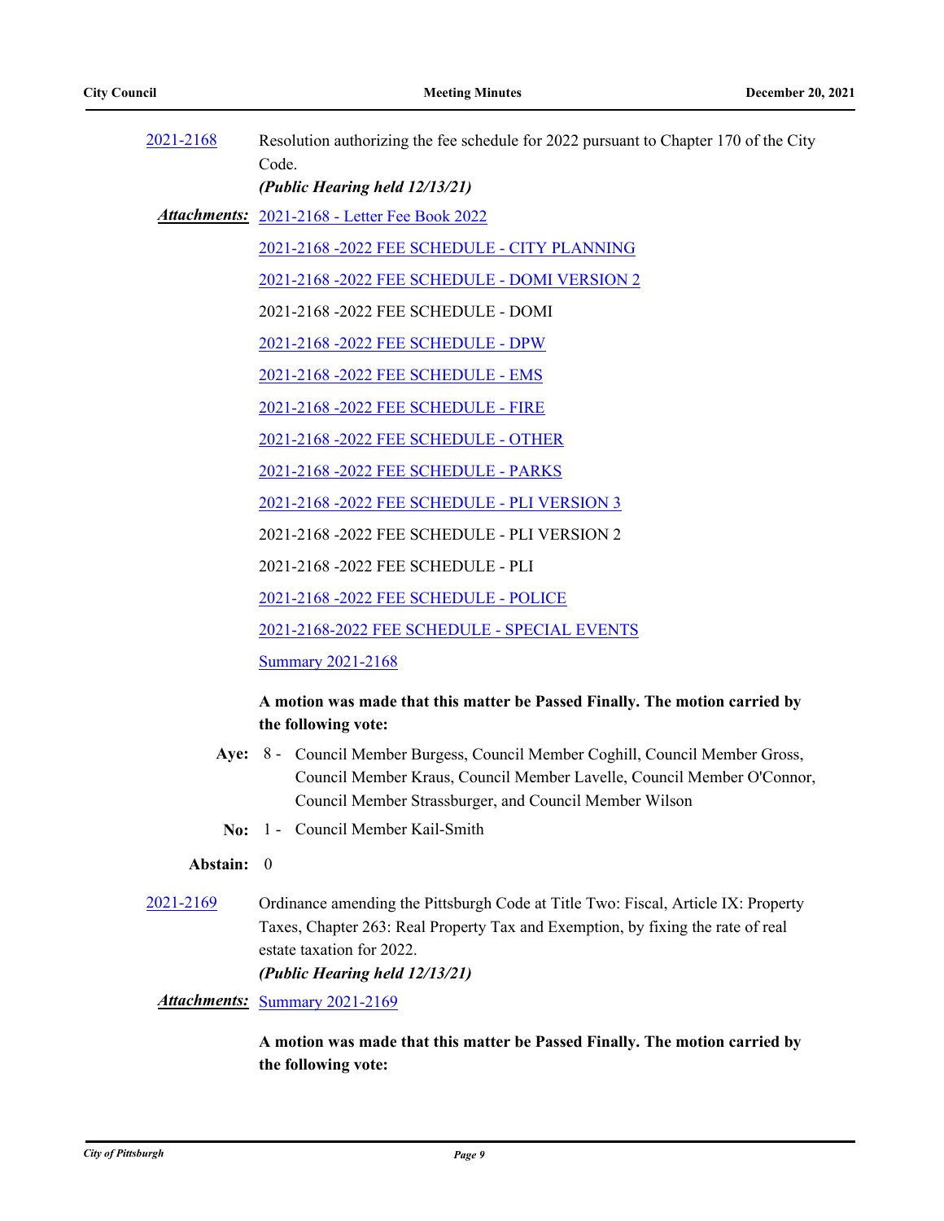[2021-2168] Resolution authorizing the fee schedule for 2022 pursuant to Chapter 170 of the City Code.

***(Public Hearing held 12/13/21)***

***Attachments:*** 2021-2168 - Letter Fee Book 2022

2021-2168 -2022 FEE SCHEDULE - CITY PLANNING

2021-2168 -2022 FEE SCHEDULE - DOMI VERSION 2

2021-2168 -2022 FEE SCHEDULE - DOMI

2021-2168 -2022 FEE SCHEDULE - DPW

2021-2168 -2022 FEE SCHEDULE - EMS

2021-2168 -2022 FEE SCHEDULE - FIRE

2021-2168 -2022 FEE SCHEDULE - OTHER

2021-2168 -2022 FEE SCHEDULE - PARKS

2021-2168 -2022 FEE SCHEDULE - PLI VERSION 3

2021-2168 -2022 FEE SCHEDULE - PLI VERSION 2

2021-2168 -2022 FEE SCHEDULE - PLI

2021-2168 -2022 FEE SCHEDULE - POLICE

2021-2168-2022 FEE SCHEDULE - SPECIAL EVENTS

Summary 2021-2168

**A motion was made that this matter be Passed Finally. The motion carried by the following vote:**

**Aye:** 8 - Council Member Burgess, Council Member Coghill, Council Member Gross, Council Member Kraus, Council Member Lavelle, Council Member O'Connor, Council Member Strassburger, and Council Member Wilson

**No:** 1 - Council Member Kail-Smith

**Abstain:** 0

[2021-2169] Ordinance amending the Pittsburgh Code at Title Two: Fiscal, Article IX: Property Taxes, Chapter 263: Real Property Tax and Exemption, by fixing the rate of real estate taxation for 2022.

***(Public Hearing held 12/13/21)***

***Attachments:*** Summary 2021-2169

**A motion was made that this matter be Passed Finally. The motion carried by the following vote:**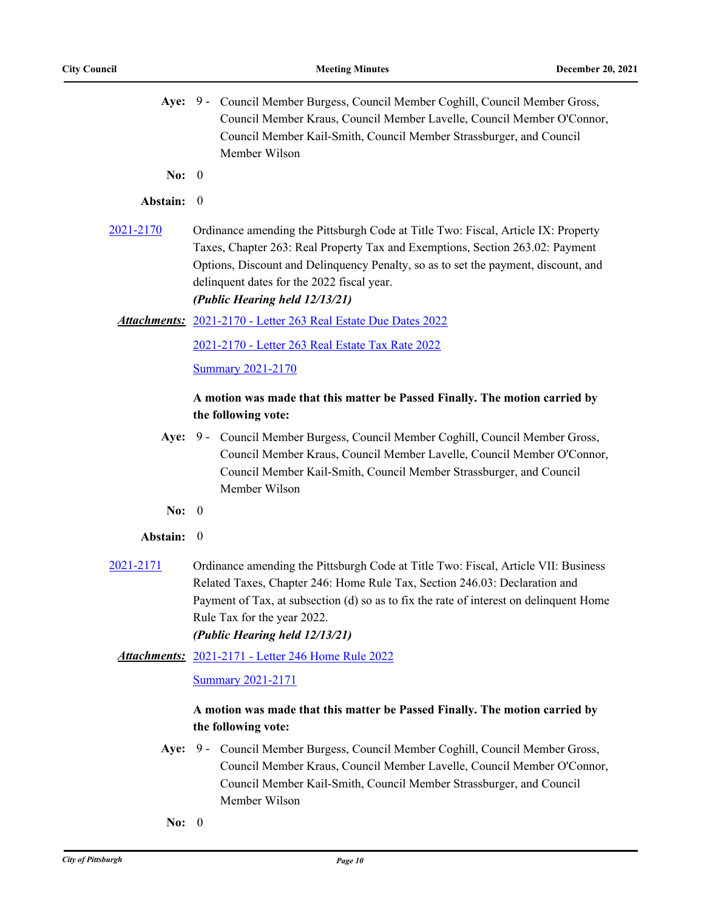**Aye:** 9 - Council Member Burgess, Council Member Coghill, Council Member Gross, Council Member Kraus, Council Member Lavelle, Council Member O'Connor, Council Member Kail-Smith, Council Member Strassburger, and Council Member Wilson

**No:** 0

**Abstain:** 0

[2021-2170](2021-2170) Ordinance amending the Pittsburgh Code at Title Two: Fiscal, Article IX: Property Taxes, Chapter 263: Real Property Tax and Exemptions, Section 263.02: Payment Options, Discount and Delinquency Penalty, so as to set the payment, discount, and delinquent dates for the 2022 fiscal year.

***(Public Hearing held 12/13/21)***

***Attachments:*** 2021-2170 - Letter 263 Real Estate Due Dates 2022

2021-2170 - Letter 263 Real Estate Tax Rate 2022

Summary 2021-2170

**A motion was made that this matter be Passed Finally. The motion carried by the following vote:**

**Aye:** 9 - Council Member Burgess, Council Member Coghill, Council Member Gross, Council Member Kraus, Council Member Lavelle, Council Member O'Connor, Council Member Kail-Smith, Council Member Strassburger, and Council Member Wilson

**No:** 0

**Abstain:** 0

[2021-2171](2021-2171) Ordinance amending the Pittsburgh Code at Title Two: Fiscal, Article VII: Business Related Taxes, Chapter 246: Home Rule Tax, Section 246.03: Declaration and Payment of Tax, at subsection (d) so as to fix the rate of interest on delinquent Home Rule Tax for the year 2022.

***(Public Hearing held 12/13/21)***

***Attachments:*** 2021-2171 - Letter 246 Home Rule 2022

Summary 2021-2171

**A motion was made that this matter be Passed Finally. The motion carried by the following vote:**

**Aye:** 9 - Council Member Burgess, Council Member Coghill, Council Member Gross, Council Member Kraus, Council Member Lavelle, Council Member O'Connor, Council Member Kail-Smith, Council Member Strassburger, and Council Member Wilson

**No:** 0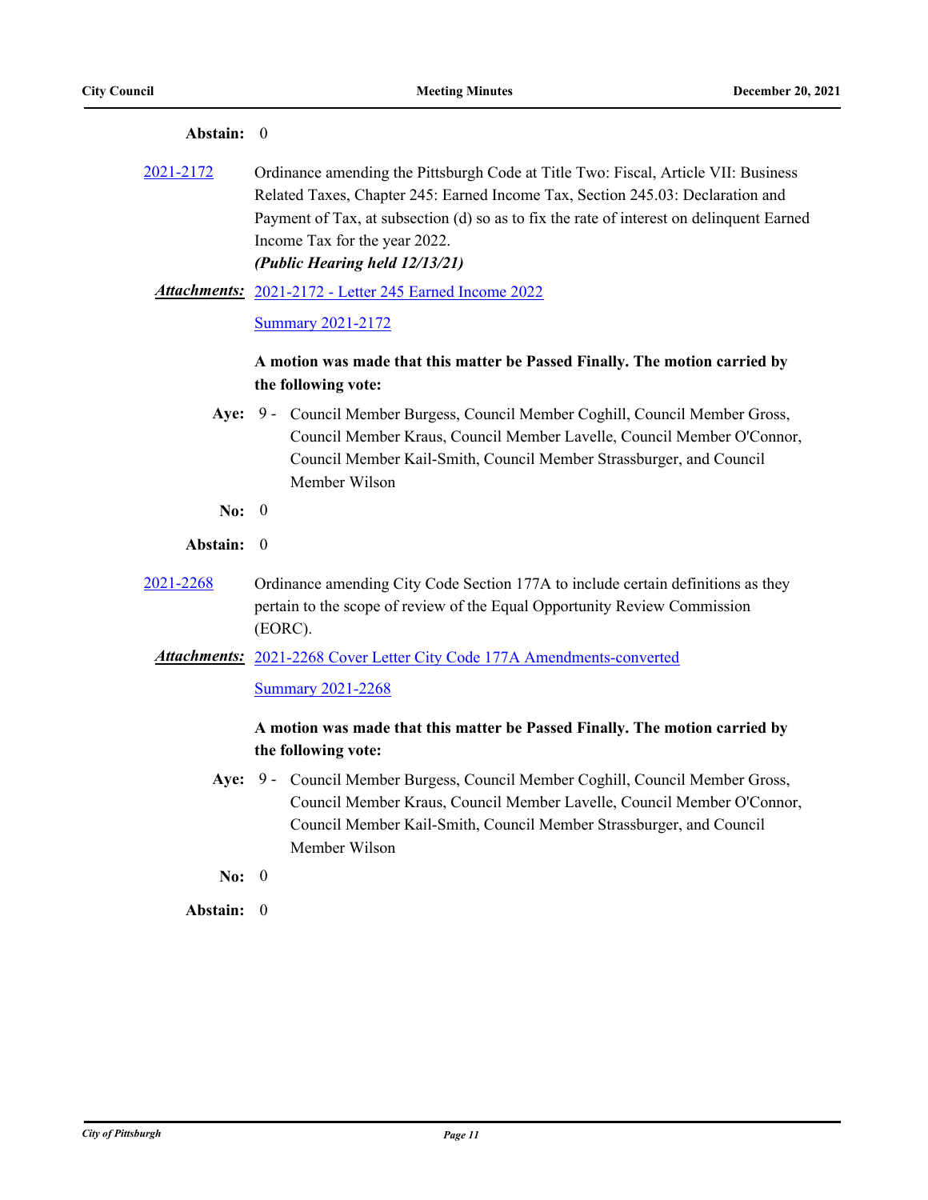**Abstain:** 0

2021-2172 Ordinance amending the Pittsburgh Code at Title Two: Fiscal, Article VII: Business Related Taxes, Chapter 245: Earned Income Tax, Section 245.03: Declaration and Payment of Tax, at subsection (d) so as to fix the rate of interest on delinquent Earned Income Tax for the year 2022.

***(Public Hearing held 12/13/21)***

***Attachments:*** 2021-2172 - Letter 245 Earned Income 2022

Summary 2021-2172

**A motion was made that this matter be Passed Finally. The motion carried by the following vote:**

**Aye:** 9 - Council Member Burgess, Council Member Coghill, Council Member Gross, Council Member Kraus, Council Member Lavelle, Council Member O'Connor, Council Member Kail-Smith, Council Member Strassburger, and Council Member Wilson

**No:** 0

**Abstain:** 0

2021-2268 Ordinance amending City Code Section 177A to include certain definitions as they pertain to the scope of review of the Equal Opportunity Review Commission (EORC).

***Attachments:*** 2021-2268 Cover Letter City Code 177A Amendments-converted

Summary 2021-2268

**A motion was made that this matter be Passed Finally. The motion carried by the following vote:**

**Aye:** 9 - Council Member Burgess, Council Member Coghill, Council Member Gross, Council Member Kraus, Council Member Lavelle, Council Member O'Connor, Council Member Kail-Smith, Council Member Strassburger, and Council Member Wilson

**No:** 0

**Abstain:** 0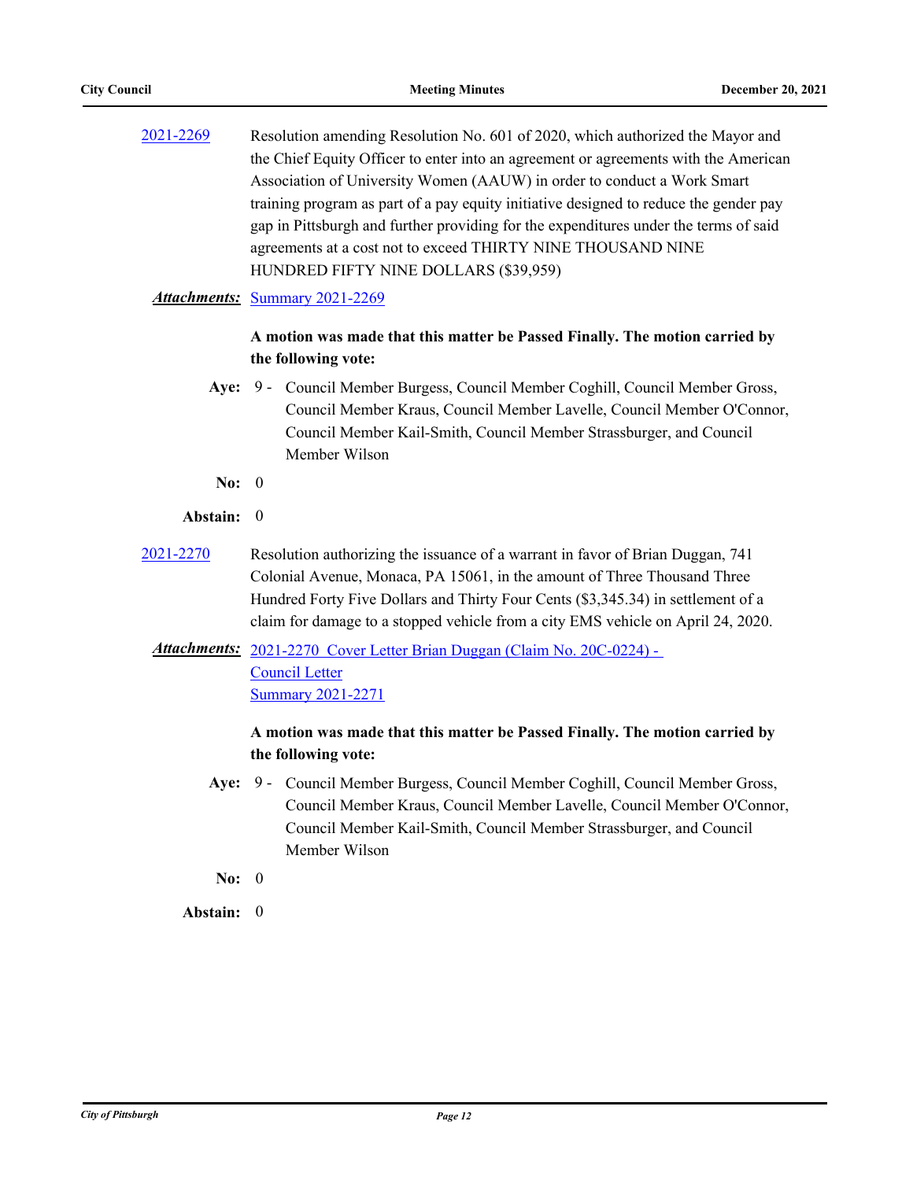[2021-2269](#) Resolution amending Resolution No. 601 of 2020, which authorized the Mayor and the Chief Equity Officer to enter into an agreement or agreements with the American Association of University Women (AAUW) in order to conduct a Work Smart training program as part of a pay equity initiative designed to reduce the gender pay gap in Pittsburgh and further providing for the expenditures under the terms of said agreements at a cost not to exceed THIRTY NINE THOUSAND NINE HUNDRED FIFTY NINE DOLLARS ($39,959)

***Attachments:*** [Summary 2021-2269](#)

**A motion was made that this matter be Passed Finally. The motion carried by the following vote:**

**Aye:** 9 - Council Member Burgess, Council Member Coghill, Council Member Gross, Council Member Kraus, Council Member Lavelle, Council Member O'Connor, Council Member Kail-Smith, Council Member Strassburger, and Council Member Wilson

**No:** 0

**Abstain:** 0

[2021-2270](#) Resolution authorizing the issuance of a warrant in favor of Brian Duggan, 741 Colonial Avenue, Monaca, PA 15061, in the amount of Three Thousand Three Hundred Forty Five Dollars and Thirty Four Cents ($3,345.34) in settlement of a claim for damage to a stopped vehicle from a city EMS vehicle on April 24, 2020.

***Attachments:*** [2021-2270 Cover Letter Brian Duggan (Claim No. 20C-0224) - Council Letter](#)
[Summary 2021-2271](#)

**A motion was made that this matter be Passed Finally. The motion carried by the following vote:**

**Aye:** 9 - Council Member Burgess, Council Member Coghill, Council Member Gross, Council Member Kraus, Council Member Lavelle, Council Member O'Connor, Council Member Kail-Smith, Council Member Strassburger, and Council Member Wilson

**No:** 0

**Abstain:** 0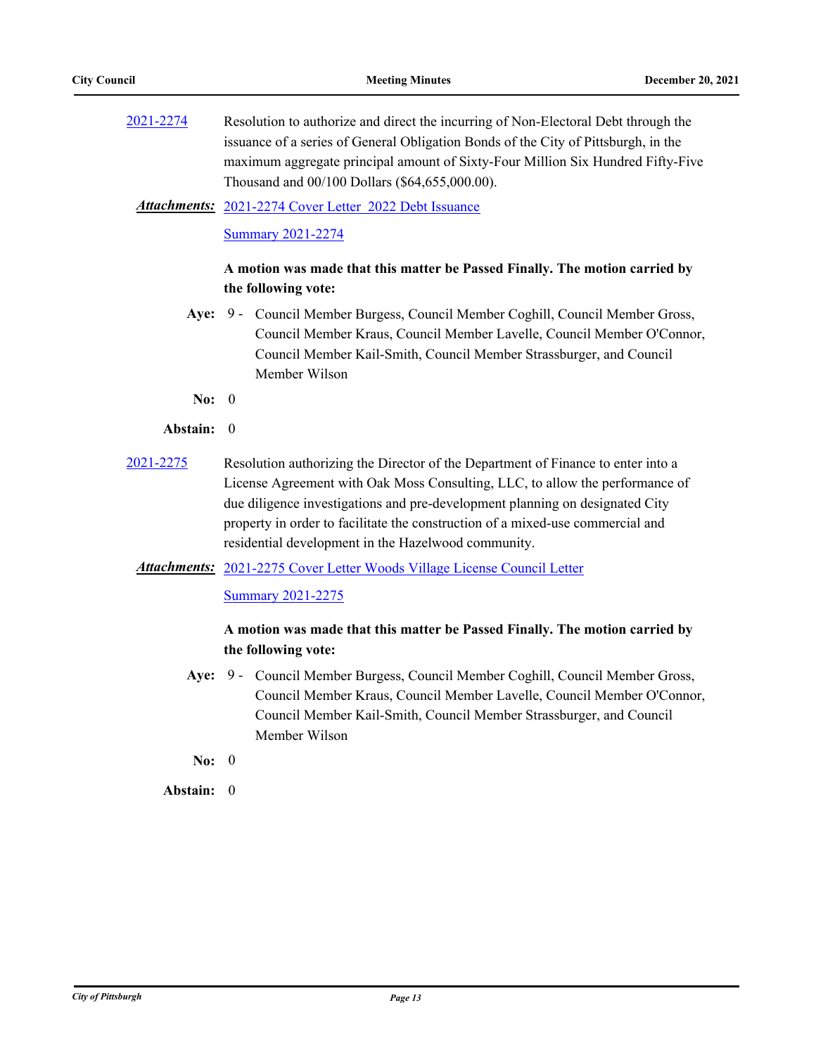2021-2274 Resolution to authorize and direct the incurring of Non-Electoral Debt through the issuance of a series of General Obligation Bonds of the City of Pittsburgh, in the maximum aggregate principal amount of Sixty-Four Million Six Hundred Fifty-Five Thousand and 00/100 Dollars ($64,655,000.00).

***Attachments:*** 2021-2274 Cover Letter 2022 Debt Issuance

Summary 2021-2274

**A motion was made that this matter be Passed Finally. The motion carried by the following vote:**

**Aye:** 9 - Council Member Burgess, Council Member Coghill, Council Member Gross, Council Member Kraus, Council Member Lavelle, Council Member O'Connor, Council Member Kail-Smith, Council Member Strassburger, and Council Member Wilson

**No:** 0

**Abstain:** 0

2021-2275 Resolution authorizing the Director of the Department of Finance to enter into a License Agreement with Oak Moss Consulting, LLC, to allow the performance of due diligence investigations and pre-development planning on designated City property in order to facilitate the construction of a mixed-use commercial and residential development in the Hazelwood community.

***Attachments:*** 2021-2275 Cover Letter Woods Village License Council Letter

Summary 2021-2275

**A motion was made that this matter be Passed Finally. The motion carried by the following vote:**

**Aye:** 9 - Council Member Burgess, Council Member Coghill, Council Member Gross, Council Member Kraus, Council Member Lavelle, Council Member O'Connor, Council Member Kail-Smith, Council Member Strassburger, and Council Member Wilson

**No:** 0

**Abstain:** 0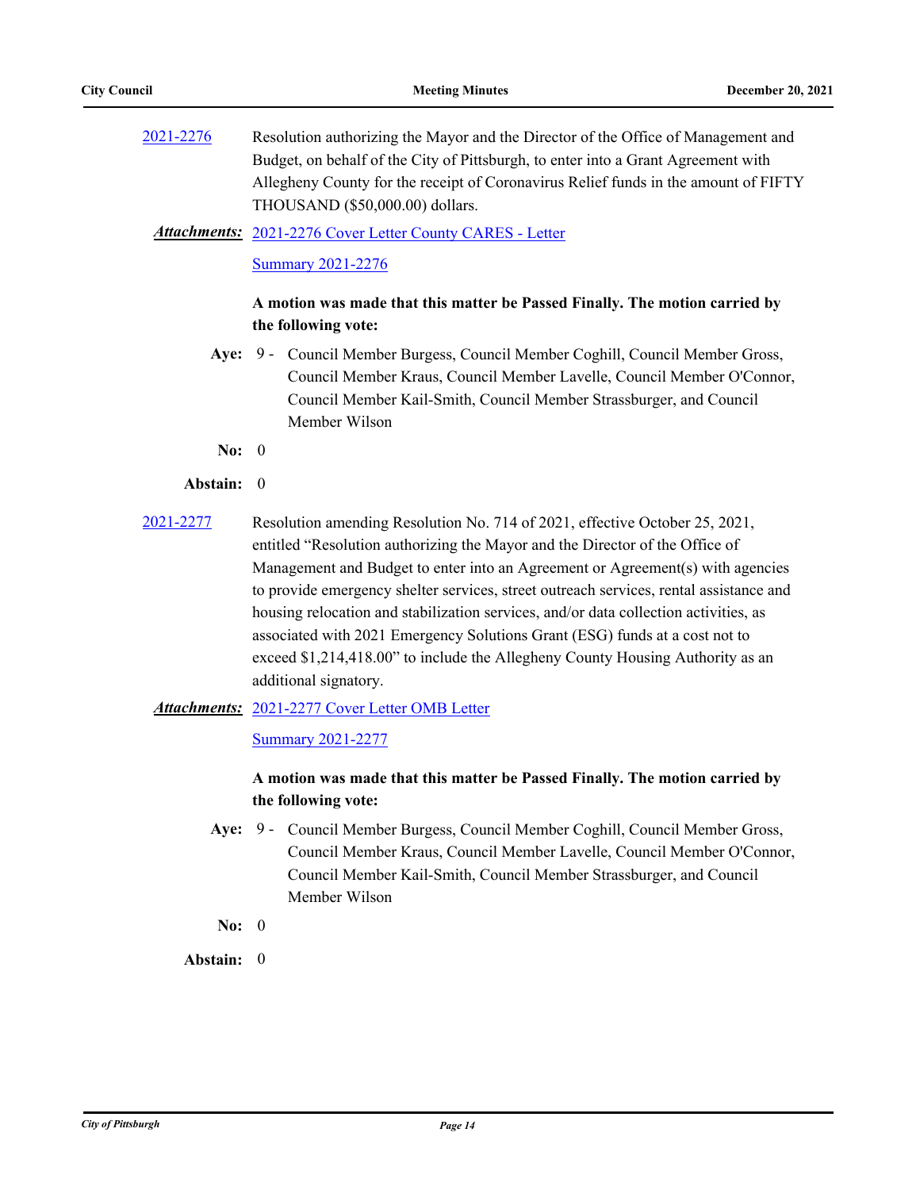[2021-2276](#) Resolution authorizing the Mayor and the Director of the Office of Management and Budget, on behalf of the City of Pittsburgh, to enter into a Grant Agreement with Allegheny County for the receipt of Coronavirus Relief funds in the amount of FIFTY THOUSAND ($50,000.00) dollars.

***Attachments:*** [2021-2276 Cover Letter County CARES - Letter](#)

[Summary 2021-2276](#)

**A motion was made that this matter be Passed Finally. The motion carried by the following vote:**

**Aye:** 9 - Council Member Burgess, Council Member Coghill, Council Member Gross, Council Member Kraus, Council Member Lavelle, Council Member O'Connor, Council Member Kail-Smith, Council Member Strassburger, and Council Member Wilson

**No:** 0

**Abstain:** 0

[2021-2277](#) Resolution amending Resolution No. 714 of 2021, effective October 25, 2021, entitled "Resolution authorizing the Mayor and the Director of the Office of Management and Budget to enter into an Agreement or Agreement(s) with agencies to provide emergency shelter services, street outreach services, rental assistance and housing relocation and stabilization services, and/or data collection activities, as associated with 2021 Emergency Solutions Grant (ESG) funds at a cost not to exceed $1,214,418.00" to include the Allegheny County Housing Authority as an additional signatory.

***Attachments:*** [2021-2277 Cover Letter OMB Letter](#)

[Summary 2021-2277](#)

**A motion was made that this matter be Passed Finally. The motion carried by the following vote:**

**Aye:** 9 - Council Member Burgess, Council Member Coghill, Council Member Gross, Council Member Kraus, Council Member Lavelle, Council Member O'Connor, Council Member Kail-Smith, Council Member Strassburger, and Council Member Wilson

**No:** 0

**Abstain:** 0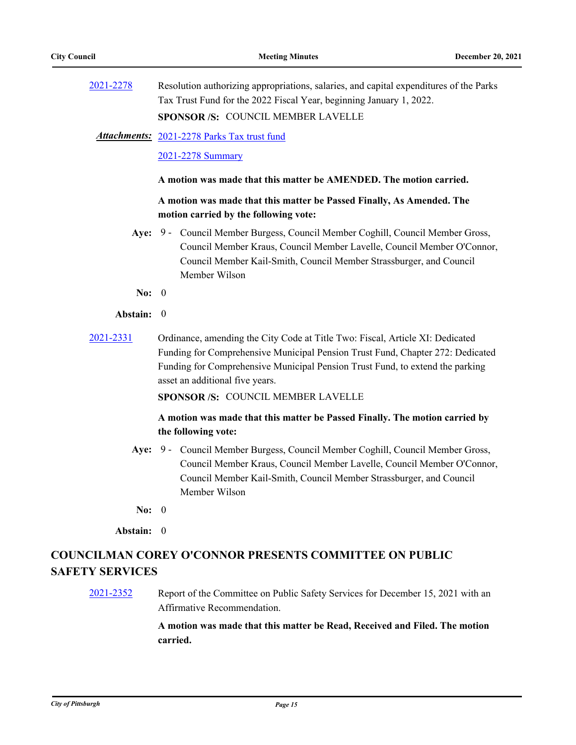[2021-2278](#) Resolution authorizing appropriations, salaries, and capital expenditures of the Parks Tax Trust Fund for the 2022 Fiscal Year, beginning January 1, 2022.

**SPONSOR /S:** COUNCIL MEMBER LAVELLE

***Attachments:*** [2021-2278 Parks Tax trust fund](#)

[2021-2278 Summary](#)

**A motion was made that this matter be AMENDED. The motion carried.**

**A motion was made that this matter be Passed Finally, As Amended. The motion carried by the following vote:**

**Aye:** 9 - Council Member Burgess, Council Member Coghill, Council Member Gross, Council Member Kraus, Council Member Lavelle, Council Member O'Connor, Council Member Kail-Smith, Council Member Strassburger, and Council Member Wilson

**No:** 0

**Abstain:** 0

[2021-2331](#) Ordinance, amending the City Code at Title Two: Fiscal, Article XI: Dedicated Funding for Comprehensive Municipal Pension Trust Fund, Chapter 272: Dedicated Funding for Comprehensive Municipal Pension Trust Fund, to extend the parking asset an additional five years.

**SPONSOR /S:** COUNCIL MEMBER LAVELLE

**A motion was made that this matter be Passed Finally. The motion carried by the following vote:**

**Aye:** 9 - Council Member Burgess, Council Member Coghill, Council Member Gross, Council Member Kraus, Council Member Lavelle, Council Member O'Connor, Council Member Kail-Smith, Council Member Strassburger, and Council Member Wilson

**No:** 0

**Abstain:** 0

## COUNCILMAN COREY O'CONNOR PRESENTS COMMITTEE ON PUBLIC SAFETY SERVICES

[2021-2352](#) Report of the Committee on Public Safety Services for December 15, 2021 with an Affirmative Recommendation.

**A motion was made that this matter be Read, Received and Filed. The motion carried.**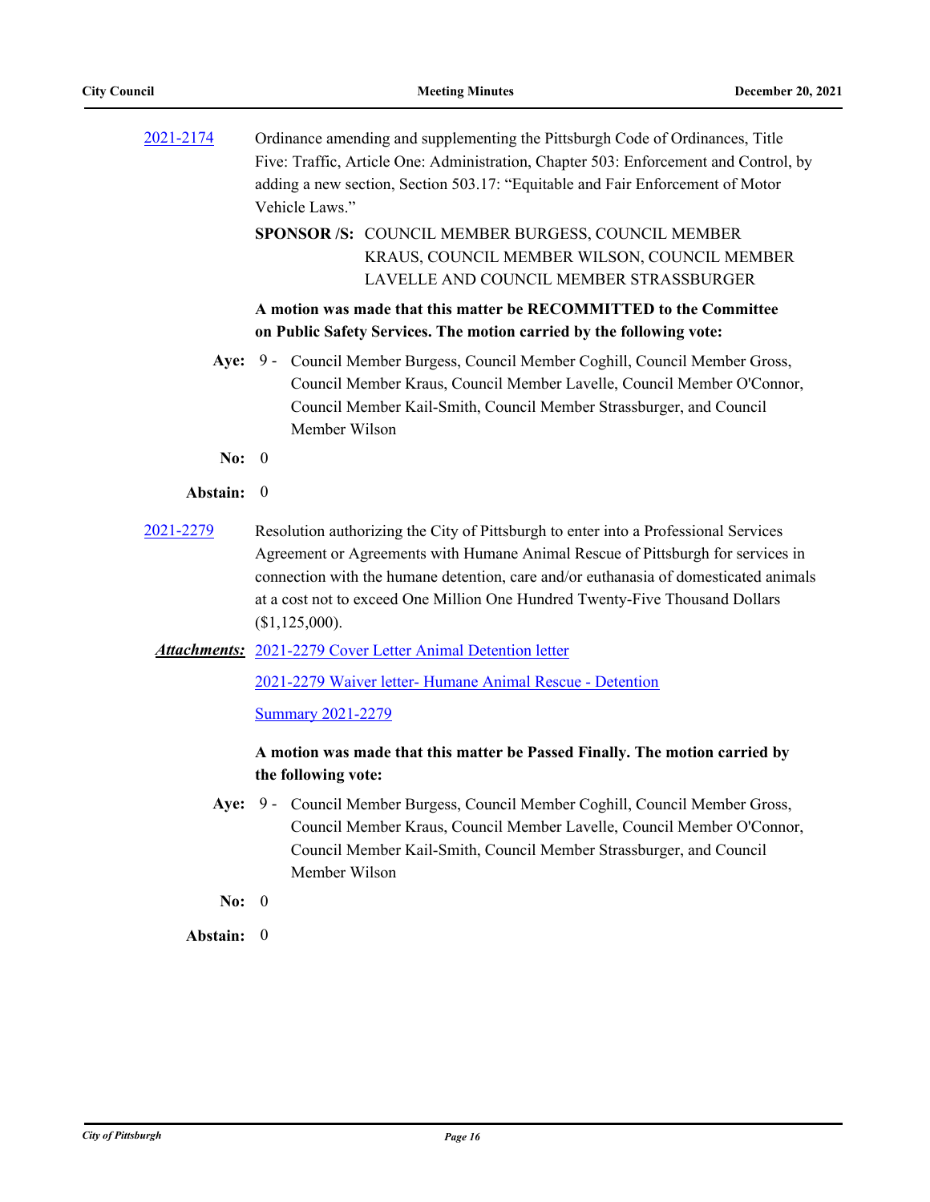2021-2174 Ordinance amending and supplementing the Pittsburgh Code of Ordinances, Title Five: Traffic, Article One: Administration, Chapter 503: Enforcement and Control, by adding a new section, Section 503.17: "Equitable and Fair Enforcement of Motor Vehicle Laws."

**SPONSOR /S:** COUNCIL MEMBER BURGESS, COUNCIL MEMBER KRAUS, COUNCIL MEMBER WILSON, COUNCIL MEMBER LAVELLE AND COUNCIL MEMBER STRASSBURGER

**A motion was made that this matter be RECOMMITTED to the Committee on Public Safety Services. The motion carried by the following vote:**

**Aye:** 9 - Council Member Burgess, Council Member Coghill, Council Member Gross, Council Member Kraus, Council Member Lavelle, Council Member O'Connor, Council Member Kail-Smith, Council Member Strassburger, and Council Member Wilson

**No:** 0

**Abstain:** 0

2021-2279 Resolution authorizing the City of Pittsburgh to enter into a Professional Services Agreement or Agreements with Humane Animal Rescue of Pittsburgh for services in connection with the humane detention, care and/or euthanasia of domesticated animals at a cost not to exceed One Million One Hundred Twenty-Five Thousand Dollars ($1,125,000).

***Attachments:*** 2021-2279 Cover Letter Animal Detention letter

2021-2279 Waiver letter- Humane Animal Rescue - Detention

Summary 2021-2279

**A motion was made that this matter be Passed Finally. The motion carried by the following vote:**

**Aye:** 9 - Council Member Burgess, Council Member Coghill, Council Member Gross, Council Member Kraus, Council Member Lavelle, Council Member O'Connor, Council Member Kail-Smith, Council Member Strassburger, and Council Member Wilson

**No:** 0

**Abstain:** 0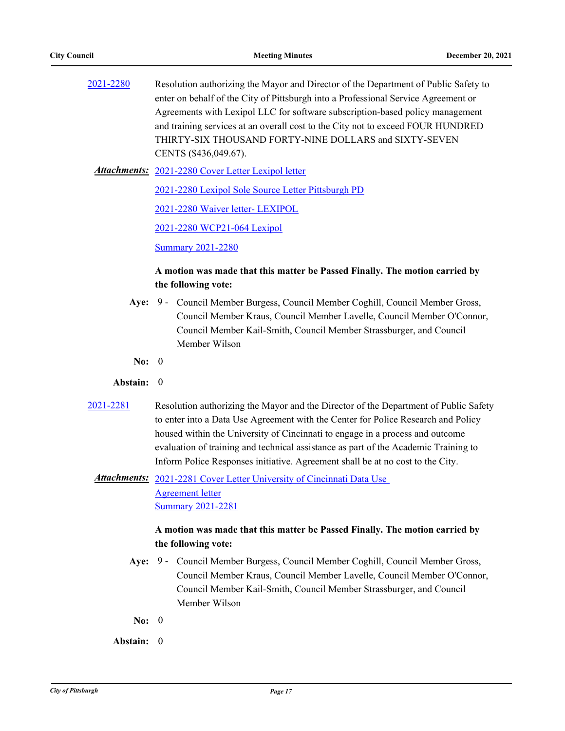2021-2280 Resolution authorizing the Mayor and Director of the Department of Public Safety to enter on behalf of the City of Pittsburgh into a Professional Service Agreement or Agreements with Lexipol LLC for software subscription-based policy management and training services at an overall cost to the City not to exceed FOUR HUNDRED THIRTY-SIX THOUSAND FORTY-NINE DOLLARS and SIXTY-SEVEN CENTS ($436,049.67).

***Attachments:*** 2021-2280 Cover Letter Lexipol letter

2021-2280 Lexipol Sole Source Letter Pittsburgh PD

2021-2280 Waiver letter- LEXIPOL

2021-2280 WCP21-064 Lexipol

Summary 2021-2280

**A motion was made that this matter be Passed Finally. The motion carried by the following vote:**

**Aye:** 9 - Council Member Burgess, Council Member Coghill, Council Member Gross, Council Member Kraus, Council Member Lavelle, Council Member O'Connor, Council Member Kail-Smith, Council Member Strassburger, and Council Member Wilson

**No:** 0

**Abstain:** 0

2021-2281 Resolution authorizing the Mayor and the Director of the Department of Public Safety to enter into a Data Use Agreement with the Center for Police Research and Policy housed within the University of Cincinnati to engage in a process and outcome evaluation of training and technical assistance as part of the Academic Training to Inform Police Responses initiative. Agreement shall be at no cost to the City.

***Attachments:*** 2021-2281 Cover Letter University of Cincinnati Data Use Agreement letter

Summary 2021-2281

**A motion was made that this matter be Passed Finally. The motion carried by the following vote:**

**Aye:** 9 - Council Member Burgess, Council Member Coghill, Council Member Gross, Council Member Kraus, Council Member Lavelle, Council Member O'Connor, Council Member Kail-Smith, Council Member Strassburger, and Council Member Wilson

**No:** 0

**Abstain:** 0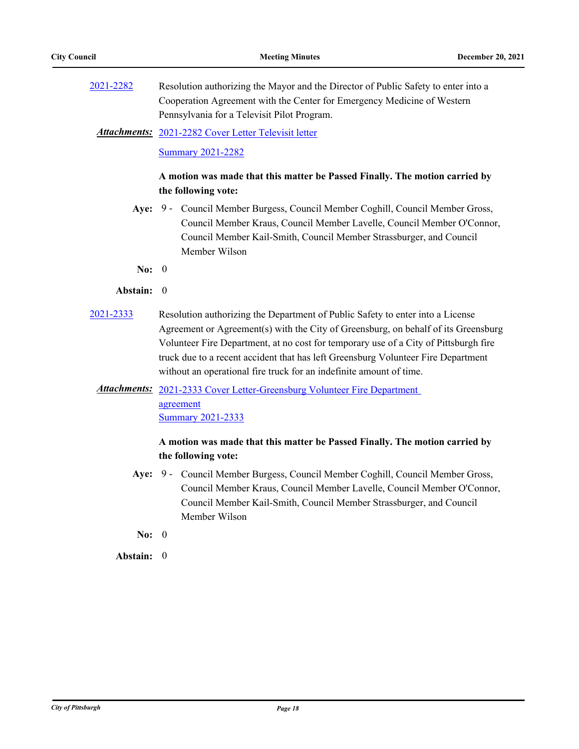[2021-2282](#) Resolution authorizing the Mayor and the Director of Public Safety to enter into a Cooperation Agreement with the Center for Emergency Medicine of Western Pennsylvania for a Televisit Pilot Program.

***Attachments:*** [2021-2282 Cover Letter Televisit letter](#)

[Summary 2021-2282](#)

**A motion was made that this matter be Passed Finally. The motion carried by the following vote:**

**Aye:** 9 - Council Member Burgess, Council Member Coghill, Council Member Gross, Council Member Kraus, Council Member Lavelle, Council Member O'Connor, Council Member Kail-Smith, Council Member Strassburger, and Council Member Wilson

**No:** 0

**Abstain:** 0

[2021-2333](#) Resolution authorizing the Department of Public Safety to enter into a License Agreement or Agreement(s) with the City of Greensburg, on behalf of its Greensburg Volunteer Fire Department, at no cost for temporary use of a City of Pittsburgh fire truck due to a recent accident that has left Greensburg Volunteer Fire Department without an operational fire truck for an indefinite amount of time.

***Attachments:*** [2021-2333 Cover Letter-Greensburg Volunteer Fire Department agreement](#)

[Summary 2021-2333](#)

**A motion was made that this matter be Passed Finally. The motion carried by the following vote:**

**Aye:** 9 - Council Member Burgess, Council Member Coghill, Council Member Gross, Council Member Kraus, Council Member Lavelle, Council Member O'Connor, Council Member Kail-Smith, Council Member Strassburger, and Council Member Wilson

**No:** 0

**Abstain:** 0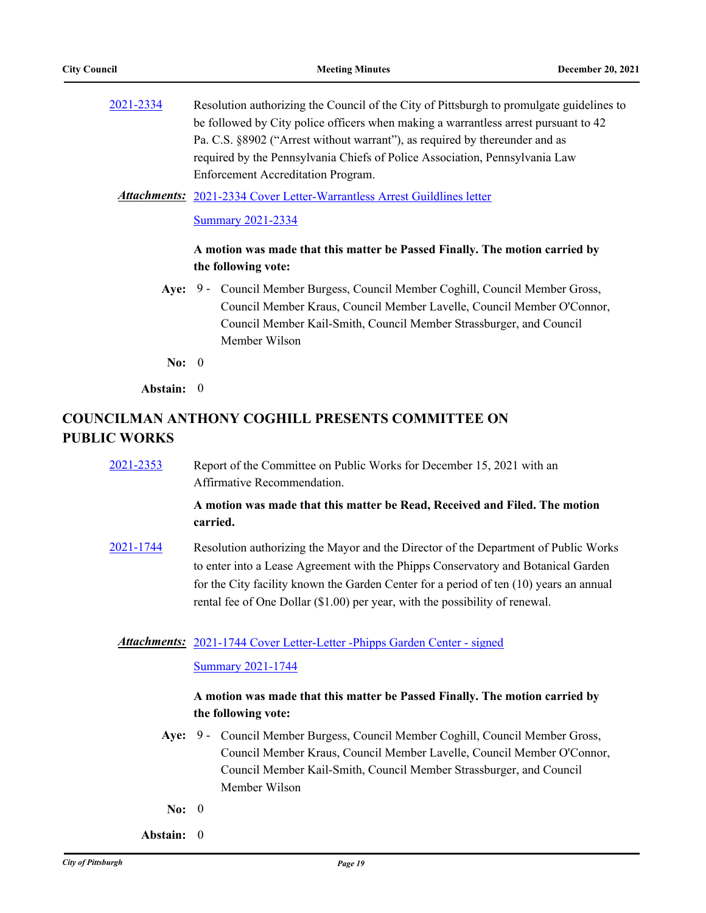2021-2334 Resolution authorizing the Council of the City of Pittsburgh to promulgate guidelines to be followed by City police officers when making a warrantless arrest pursuant to 42 Pa. C.S. §8902 ("Arrest without warrant"), as required by thereunder and as required by the Pennsylvania Chiefs of Police Association, Pennsylvania Law Enforcement Accreditation Program.

***Attachments:*** 2021-2334 Cover Letter-Warrantless Arrest Guildlines letter

Summary 2021-2334

**A motion was made that this matter be Passed Finally. The motion carried by the following vote:**

**Aye:** 9 - Council Member Burgess, Council Member Coghill, Council Member Gross, Council Member Kraus, Council Member Lavelle, Council Member O'Connor, Council Member Kail-Smith, Council Member Strassburger, and Council Member Wilson

**No:** 0

**Abstain:** 0

## COUNCILMAN ANTHONY COGHILL PRESENTS COMMITTEE ON PUBLIC WORKS

2021-2353 Report of the Committee on Public Works for December 15, 2021 with an Affirmative Recommendation.

**A motion was made that this matter be Read, Received and Filed. The motion carried.**

2021-1744 Resolution authorizing the Mayor and the Director of the Department of Public Works to enter into a Lease Agreement with the Phipps Conservatory and Botanical Garden for the City facility known the Garden Center for a period of ten (10) years an annual rental fee of One Dollar ($1.00) per year, with the possibility of renewal.

***Attachments:*** 2021-1744 Cover Letter-Letter -Phipps Garden Center - signed

Summary 2021-1744

**A motion was made that this matter be Passed Finally. The motion carried by the following vote:**

**Aye:** 9 - Council Member Burgess, Council Member Coghill, Council Member Gross, Council Member Kraus, Council Member Lavelle, Council Member O'Connor, Council Member Kail-Smith, Council Member Strassburger, and Council Member Wilson

**No:** 0

**Abstain:** 0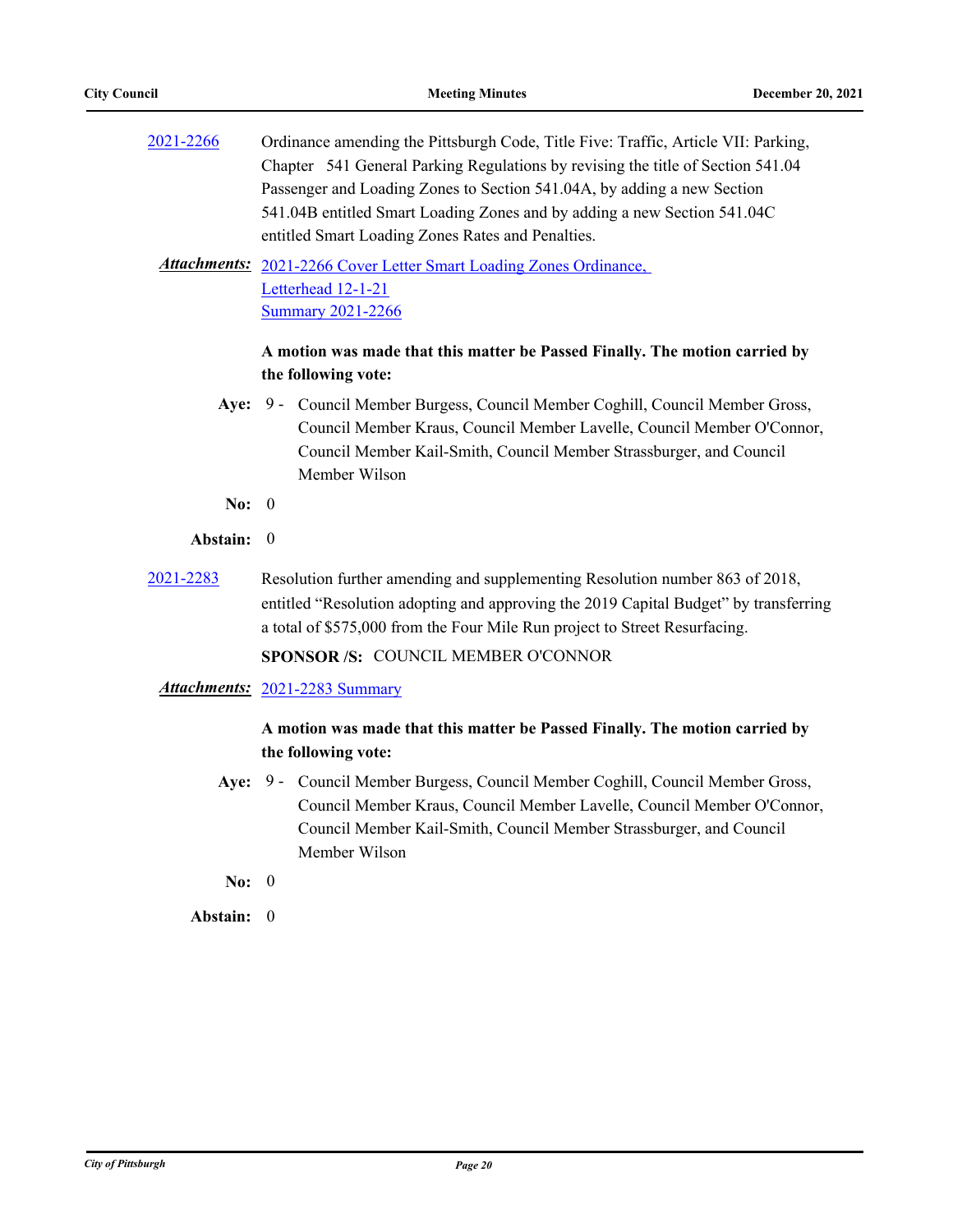2021-2266 Ordinance amending the Pittsburgh Code, Title Five: Traffic, Article VII: Parking, Chapter 541 General Parking Regulations by revising the title of Section 541.04 Passenger and Loading Zones to Section 541.04A, by adding a new Section 541.04B entitled Smart Loading Zones and by adding a new Section 541.04C entitled Smart Loading Zones Rates and Penalties.

***Attachments:*** 2021-2266 Cover Letter Smart Loading Zones Ordinance, Letterhead 12-1-21
Summary 2021-2266

**A motion was made that this matter be Passed Finally. The motion carried by the following vote:**

**Aye:** 9 - Council Member Burgess, Council Member Coghill, Council Member Gross, Council Member Kraus, Council Member Lavelle, Council Member O'Connor, Council Member Kail-Smith, Council Member Strassburger, and Council Member Wilson

**No:** 0

**Abstain:** 0

2021-2283 Resolution further amending and supplementing Resolution number 863 of 2018, entitled “Resolution adopting and approving the 2019 Capital Budget” by transferring a total of $575,000 from the Four Mile Run project to Street Resurfacing.

**SPONSOR /S:** COUNCIL MEMBER O'CONNOR

***Attachments:*** 2021-2283 Summary

**A motion was made that this matter be Passed Finally. The motion carried by the following vote:**

**Aye:** 9 - Council Member Burgess, Council Member Coghill, Council Member Gross, Council Member Kraus, Council Member Lavelle, Council Member O'Connor, Council Member Kail-Smith, Council Member Strassburger, and Council Member Wilson

**No:** 0

**Abstain:** 0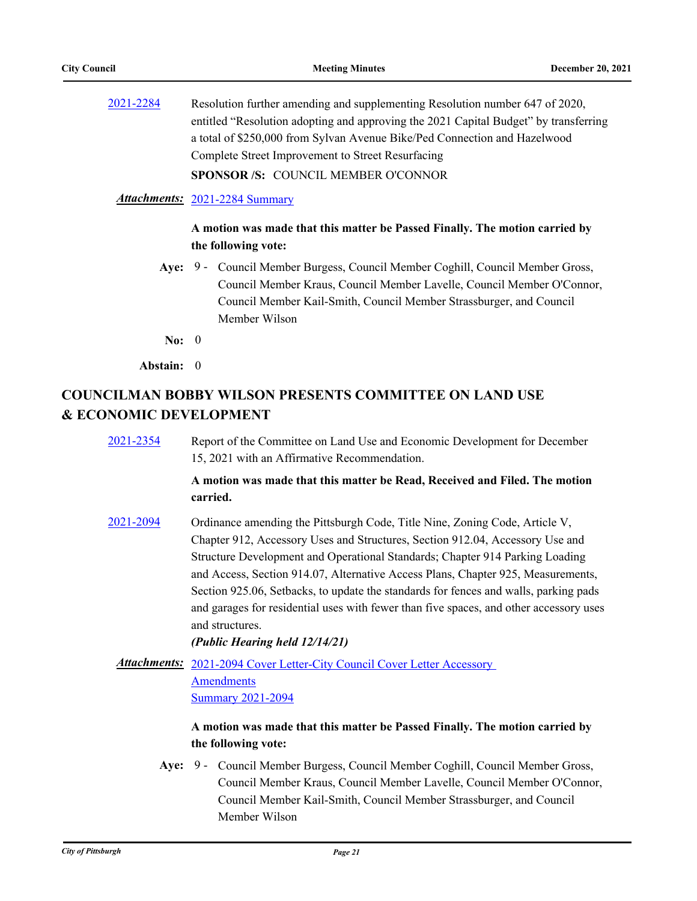[2021-2284](2021-2284) Resolution further amending and supplementing Resolution number 647 of 2020, entitled "Resolution adopting and approving the 2021 Capital Budget" by transferring a total of $250,000 from Sylvan Avenue Bike/Ped Connection and Hazelwood Complete Street Improvement to Street Resurfacing

**SPONSOR /S:** COUNCIL MEMBER O'CONNOR

***Attachments:*** 2021-2284 Summary

**A motion was made that this matter be Passed Finally. The motion carried by the following vote:**

**Aye:** 9 - Council Member Burgess, Council Member Coghill, Council Member Gross, Council Member Kraus, Council Member Lavelle, Council Member O'Connor, Council Member Kail-Smith, Council Member Strassburger, and Council Member Wilson

**No:** 0

**Abstain:** 0

## COUNCILMAN BOBBY WILSON PRESENTS COMMITTEE ON LAND USE & ECONOMIC DEVELOPMENT

2021-2354 Report of the Committee on Land Use and Economic Development for December 15, 2021 with an Affirmative Recommendation.

**A motion was made that this matter be Read, Received and Filed. The motion carried.**

2021-2094 Ordinance amending the Pittsburgh Code, Title Nine, Zoning Code, Article V, Chapter 912, Accessory Uses and Structures, Section 912.04, Accessory Use and Structure Development and Operational Standards; Chapter 914 Parking Loading and Access, Section 914.07, Alternative Access Plans, Chapter 925, Measurements, Section 925.06, Setbacks, to update the standards for fences and walls, parking pads and garages for residential uses with fewer than five spaces, and other accessory uses and structures.

***(Public Hearing held 12/14/21)***

***Attachments:*** 2021-2094 Cover Letter-City Council Cover Letter Accessory Amendments
Summary 2021-2094

**A motion was made that this matter be Passed Finally. The motion carried by the following vote:**

**Aye:** 9 - Council Member Burgess, Council Member Coghill, Council Member Gross, Council Member Kraus, Council Member Lavelle, Council Member O'Connor, Council Member Kail-Smith, Council Member Strassburger, and Council Member Wilson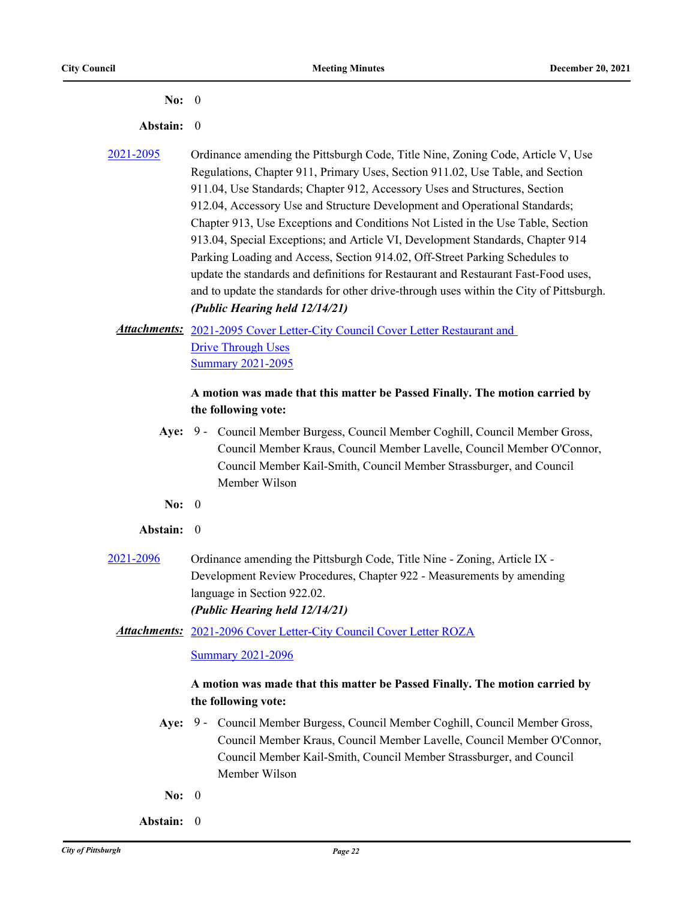**No:** 0

**Abstain:** 0

[2021-2095](#) Ordinance amending the Pittsburgh Code, Title Nine, Zoning Code, Article V, Use Regulations, Chapter 911, Primary Uses, Section 911.02, Use Table, and Section 911.04, Use Standards; Chapter 912, Accessory Uses and Structures, Section 912.04, Accessory Use and Structure Development and Operational Standards; Chapter 913, Use Exceptions and Conditions Not Listed in the Use Table, Section 913.04, Special Exceptions; and Article VI, Development Standards, Chapter 914 Parking Loading and Access, Section 914.02, Off-Street Parking Schedules to update the standards and definitions for Restaurant and Restaurant Fast-Food uses, and to update the standards for other drive-through uses within the City of Pittsburgh. ***(Public Hearing held 12/14/21)***

***Attachments:*** [2021-2095 Cover Letter-City Council Cover Letter Restaurant and Drive Through Uses](#)
[Summary 2021-2095](#)

**A motion was made that this matter be Passed Finally. The motion carried by the following vote:**

**Aye:** 9 - Council Member Burgess, Council Member Coghill, Council Member Gross, Council Member Kraus, Council Member Lavelle, Council Member O'Connor, Council Member Kail-Smith, Council Member Strassburger, and Council Member Wilson

**No:** 0

**Abstain:** 0

[2021-2096](#) Ordinance amending the Pittsburgh Code, Title Nine - Zoning, Article IX - Development Review Procedures, Chapter 922 - Measurements by amending language in Section 922.02. ***(Public Hearing held 12/14/21)***

***Attachments:*** [2021-2096 Cover Letter-City Council Cover Letter ROZA](#)
[Summary 2021-2096](#)

**A motion was made that this matter be Passed Finally. The motion carried by the following vote:**

**Aye:** 9 - Council Member Burgess, Council Member Coghill, Council Member Gross, Council Member Kraus, Council Member Lavelle, Council Member O'Connor, Council Member Kail-Smith, Council Member Strassburger, and Council Member Wilson

**No:** 0

**Abstain:** 0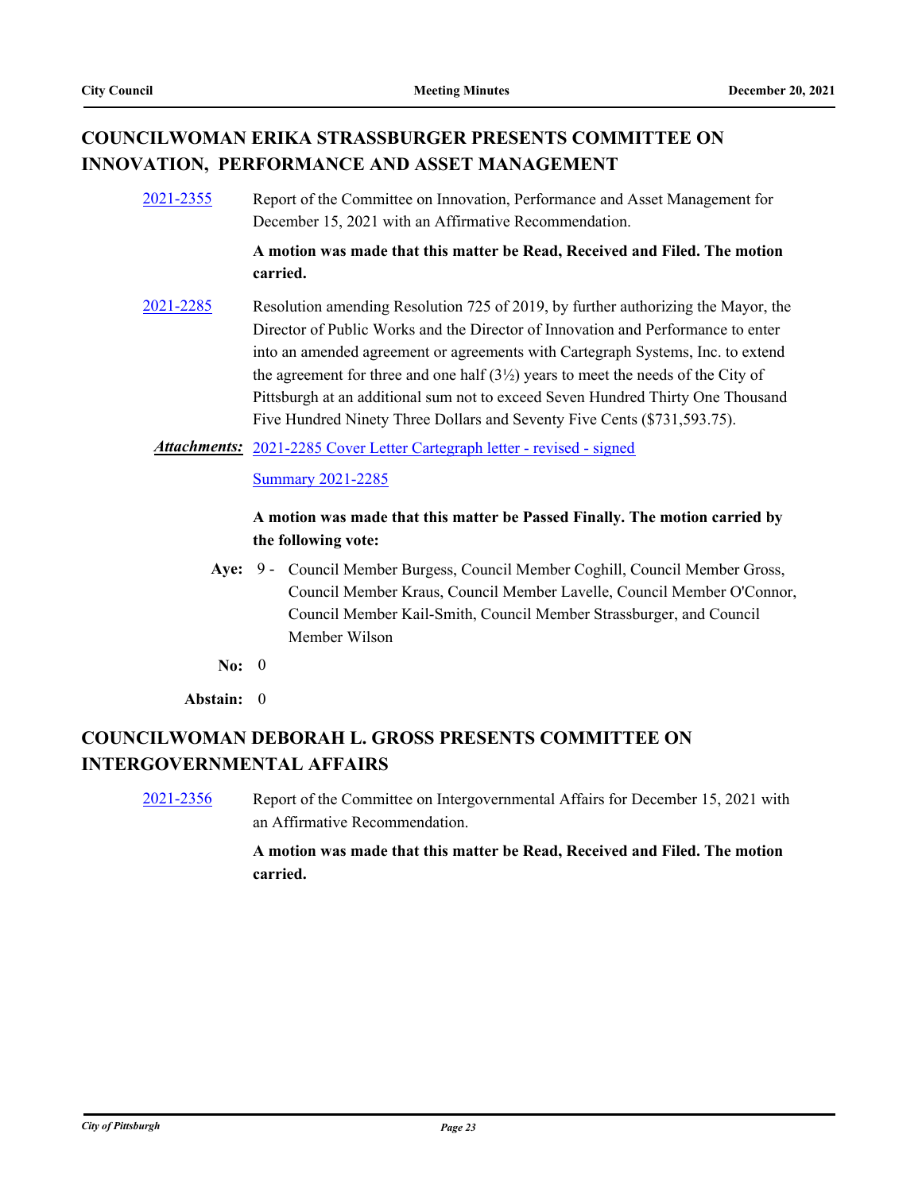## COUNCILWOMAN ERIKA STRASSBURGER PRESENTS COMMITTEE ON INNOVATION, PERFORMANCE AND ASSET MANAGEMENT

2021-2355 Report of the Committee on Innovation, Performance and Asset Management for December 15, 2021 with an Affirmative Recommendation.

**A motion was made that this matter be Read, Received and Filed. The motion carried.**

2021-2285 Resolution amending Resolution 725 of 2019, by further authorizing the Mayor, the Director of Public Works and the Director of Innovation and Performance to enter into an amended agreement or agreements with Cartegraph Systems, Inc. to extend the agreement for three and one half (3½) years to meet the needs of the City of Pittsburgh at an additional sum not to exceed Seven Hundred Thirty One Thousand Five Hundred Ninety Three Dollars and Seventy Five Cents ($731,593.75).

***Attachments:*** 2021-2285 Cover Letter Cartegraph letter - revised - signed

Summary 2021-2285

**A motion was made that this matter be Passed Finally. The motion carried by the following vote:**

**Aye:** 9 - Council Member Burgess, Council Member Coghill, Council Member Gross, Council Member Kraus, Council Member Lavelle, Council Member O'Connor, Council Member Kail-Smith, Council Member Strassburger, and Council Member Wilson

**No:** 0

**Abstain:** 0

## COUNCILWOMAN DEBORAH L. GROSS PRESENTS COMMITTEE ON INTERGOVERNMENTAL AFFAIRS

2021-2356 Report of the Committee on Intergovernmental Affairs for December 15, 2021 with an Affirmative Recommendation.

**A motion was made that this matter be Read, Received and Filed. The motion carried.**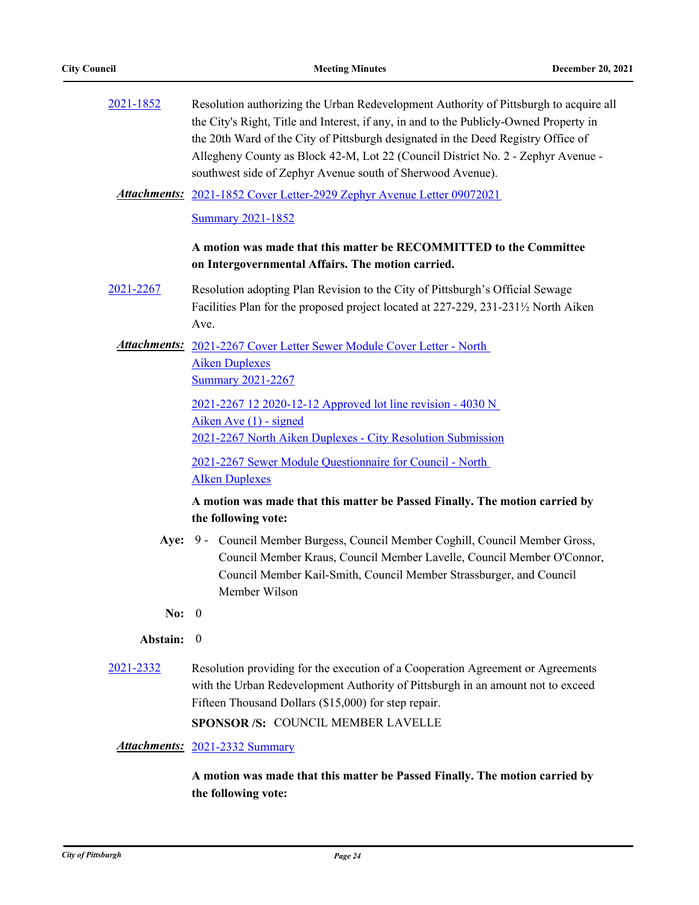2021-1852 Resolution authorizing the Urban Redevelopment Authority of Pittsburgh to acquire all the City's Right, Title and Interest, if any, in and to the Publicly-Owned Property in the 20th Ward of the City of Pittsburgh designated in the Deed Registry Office of Allegheny County as Block 42-M, Lot 22 (Council District No. 2 - Zephyr Avenue - southwest side of Zephyr Avenue south of Sherwood Avenue).

***Attachments:*** 2021-1852 Cover Letter-2929 Zephyr Avenue Letter 09072021

Summary 2021-1852

**A motion was made that this matter be RECOMMITTED to the Committee on Intergovernmental Affairs. The motion carried.**

2021-2267 Resolution adopting Plan Revision to the City of Pittsburgh's Official Sewage Facilities Plan for the proposed project located at 227-229, 231-231½ North Aiken Ave.

***Attachments:*** 2021-2267 Cover Letter Sewer Module Cover Letter - North Aiken Duplexes

Summary 2021-2267

2021-2267 12 2020-12-12 Approved lot line revision - 4030 N Aiken Ave (1) - signed

2021-2267 North Aiken Duplexes - City Resolution Submission

2021-2267 Sewer Module Questionnaire for Council - North AIken Duplexes

**A motion was made that this matter be Passed Finally. The motion carried by the following vote:**

**Aye:** 9 - Council Member Burgess, Council Member Coghill, Council Member Gross, Council Member Kraus, Council Member Lavelle, Council Member O'Connor, Council Member Kail-Smith, Council Member Strassburger, and Council Member Wilson

**No:** 0

**Abstain:** 0

2021-2332 Resolution providing for the execution of a Cooperation Agreement or Agreements with the Urban Redevelopment Authority of Pittsburgh in an amount not to exceed Fifteen Thousand Dollars ($15,000) for step repair.

**SPONSOR /S:** COUNCIL MEMBER LAVELLE

***Attachments:*** 2021-2332 Summary

**A motion was made that this matter be Passed Finally. The motion carried by the following vote:**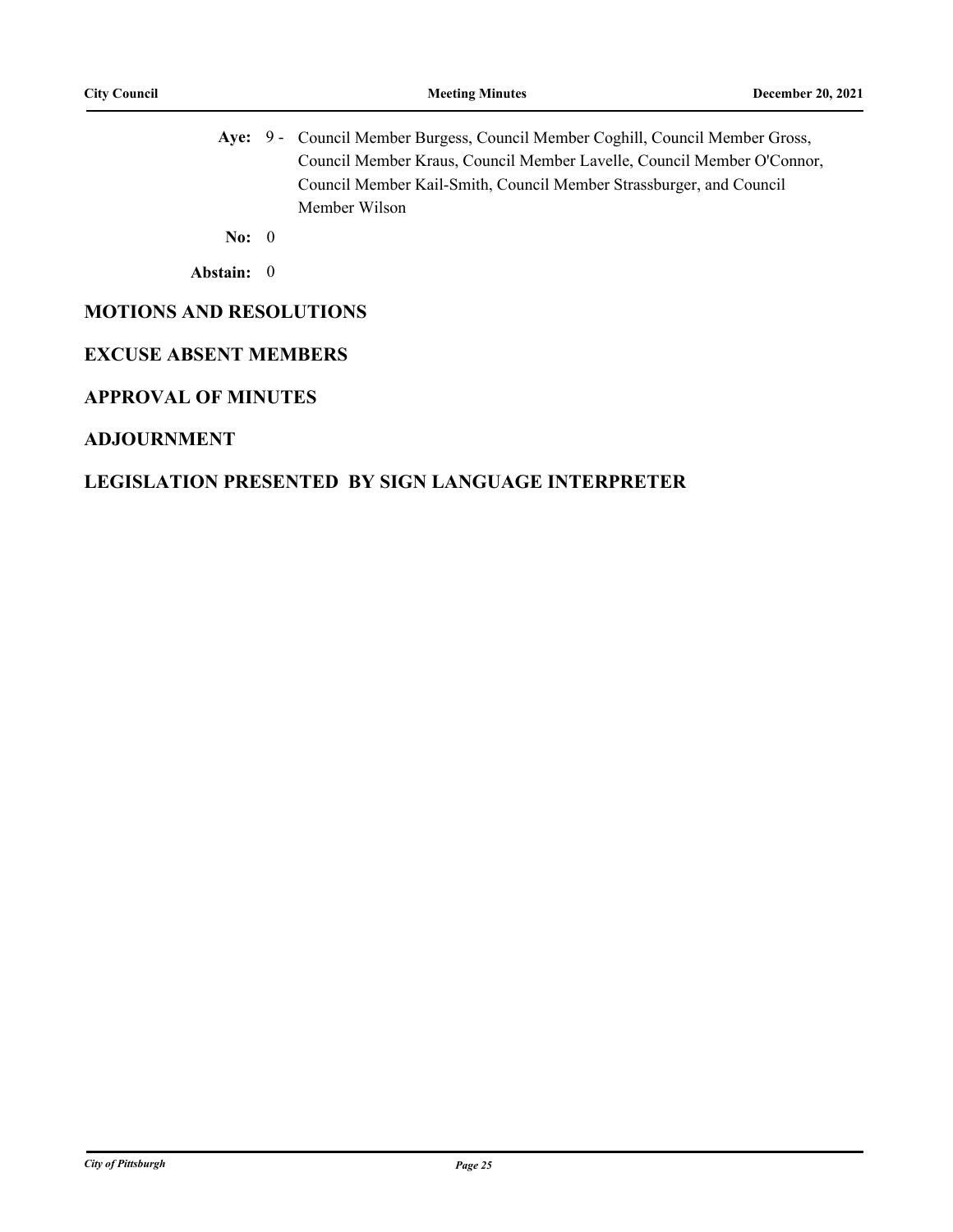**Aye:** 9 - Council Member Burgess, Council Member Coghill, Council Member Gross, Council Member Kraus, Council Member Lavelle, Council Member O'Connor, Council Member Kail-Smith, Council Member Strassburger, and Council Member Wilson

**No:** 0

**Abstain:** 0

## MOTIONS AND RESOLUTIONS

## EXCUSE ABSENT MEMBERS

## APPROVAL OF MINUTES

## ADJOURNMENT

## LEGISLATION PRESENTED BY SIGN LANGUAGE INTERPRETER